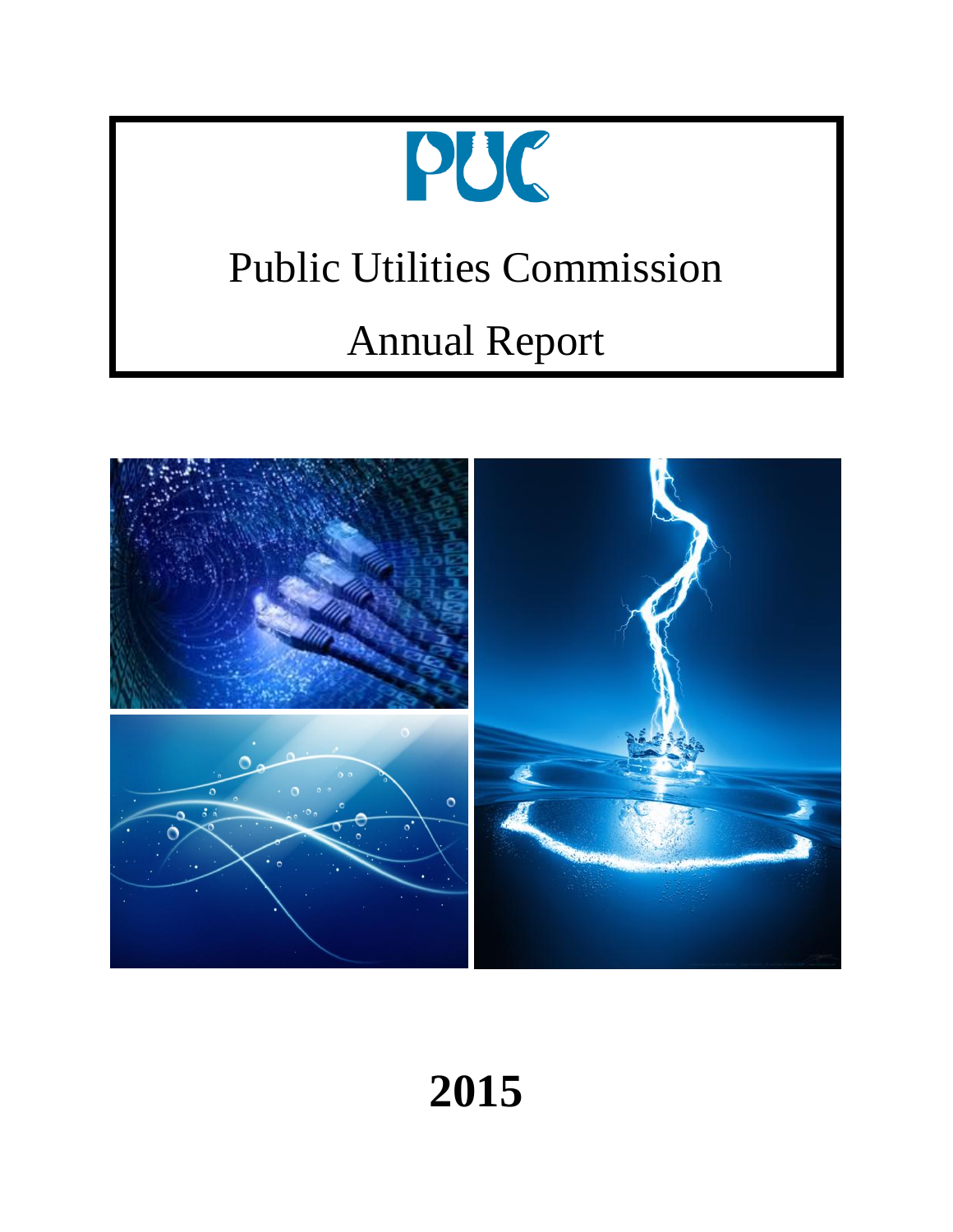# PUC

# Public Utilities Commission

# Annual Report

# 2015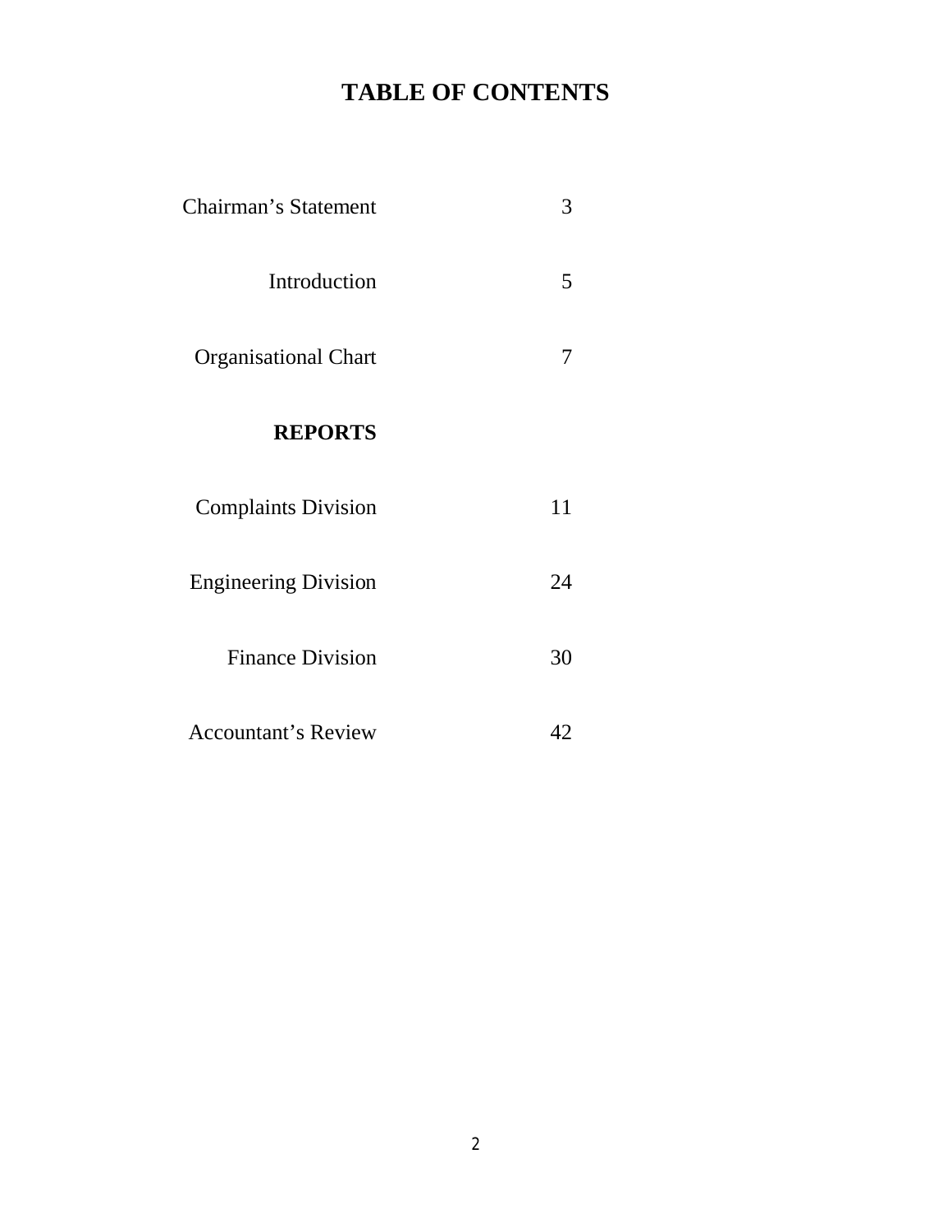# TABLE OF CONTENTS

| | |
|---|---|
| Chairman's Statement | 3 |
| Introduction | 5 |
| Organisational Chart | 7 |
| **REPORTS** | |
| Complaints Division | 11 |
| Engineering Division | 24 |
| Finance Division | 30 |
| Accountant's Review | 42 |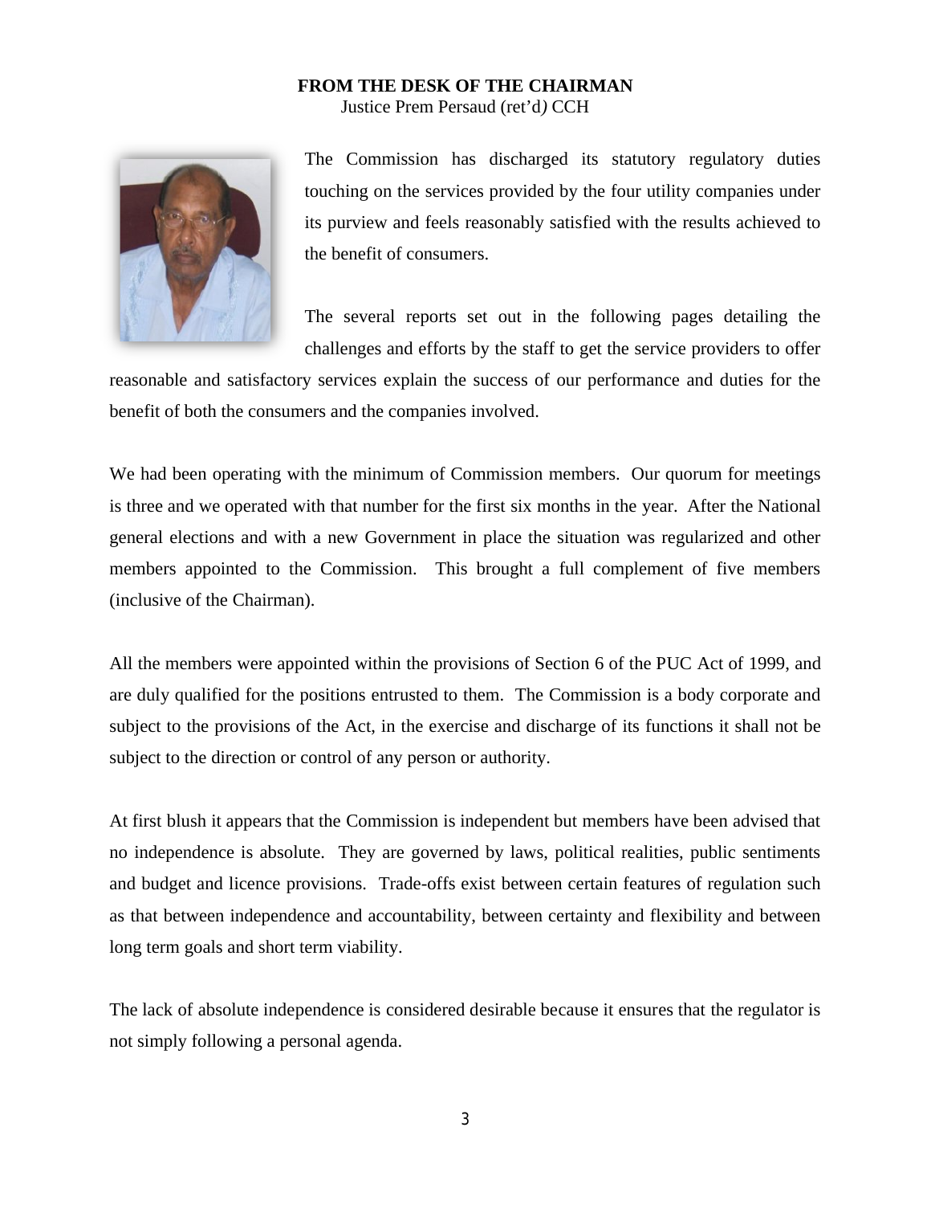**FROM THE DESK OF THE CHAIRMAN**
Justice Prem Persaud (ret'd) CCH

The Commission has discharged its statutory regulatory duties touching on the services provided by the four utility companies under its purview and feels reasonably satisfied with the results achieved to the benefit of consumers.

The several reports set out in the following pages detailing the challenges and efforts by the staff to get the service providers to offer reasonable and satisfactory services explain the success of our performance and duties for the benefit of both the consumers and the companies involved.

We had been operating with the minimum of Commission members. Our quorum for meetings is three and we operated with that number for the first six months in the year. After the National general elections and with a new Government in place the situation was regularized and other members appointed to the Commission. This brought a full complement of five members (inclusive of the Chairman).

All the members were appointed within the provisions of Section 6 of the PUC Act of 1999, and are duly qualified for the positions entrusted to them. The Commission is a body corporate and subject to the provisions of the Act, in the exercise and discharge of its functions it shall not be subject to the direction or control of any person or authority.

At first blush it appears that the Commission is independent but members have been advised that no independence is absolute. They are governed by laws, political realities, public sentiments and budget and licence provisions. Trade-offs exist between certain features of regulation such as that between independence and accountability, between certainty and flexibility and between long term goals and short term viability.

The lack of absolute independence is considered desirable because it ensures that the regulator is not simply following a personal agenda.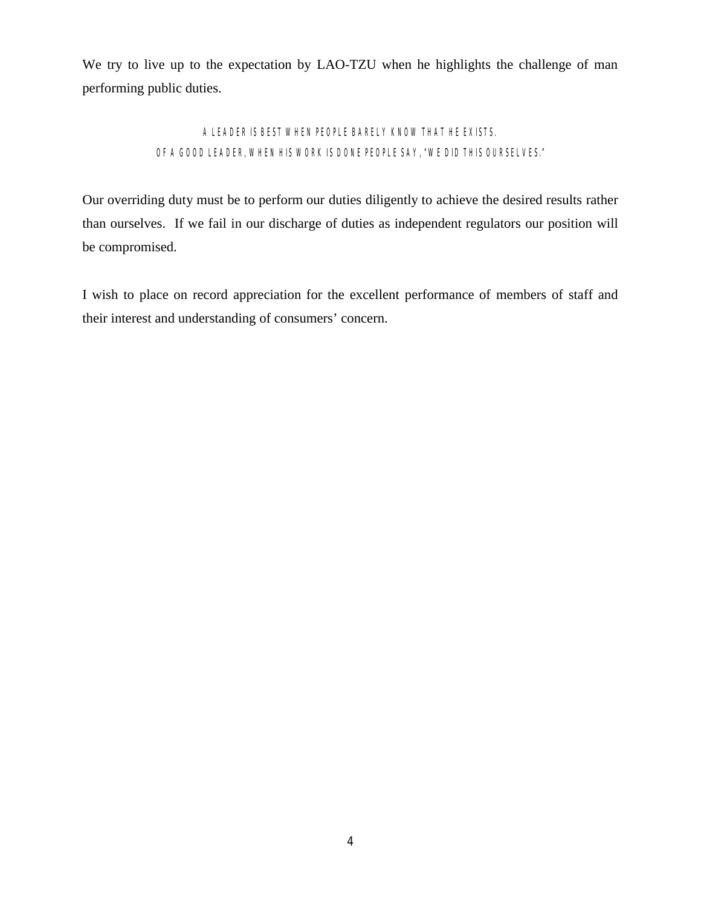We try to live up to the expectation by LAO-TZU when he highlights the challenge of man performing public duties.

A LEADER IS BEST WHEN PEOPLE BARELY KNOW THAT HE EXISTS.
OF A GOOD LEADER, WHEN HIS WORK IS DONE PEOPLE SAY, "WE DID THIS OURSELVES."

Our overriding duty must be to perform our duties diligently to achieve the desired results rather than ourselves. If we fail in our discharge of duties as independent regulators our position will be compromised.

I wish to place on record appreciation for the excellent performance of members of staff and their interest and understanding of consumers' concern.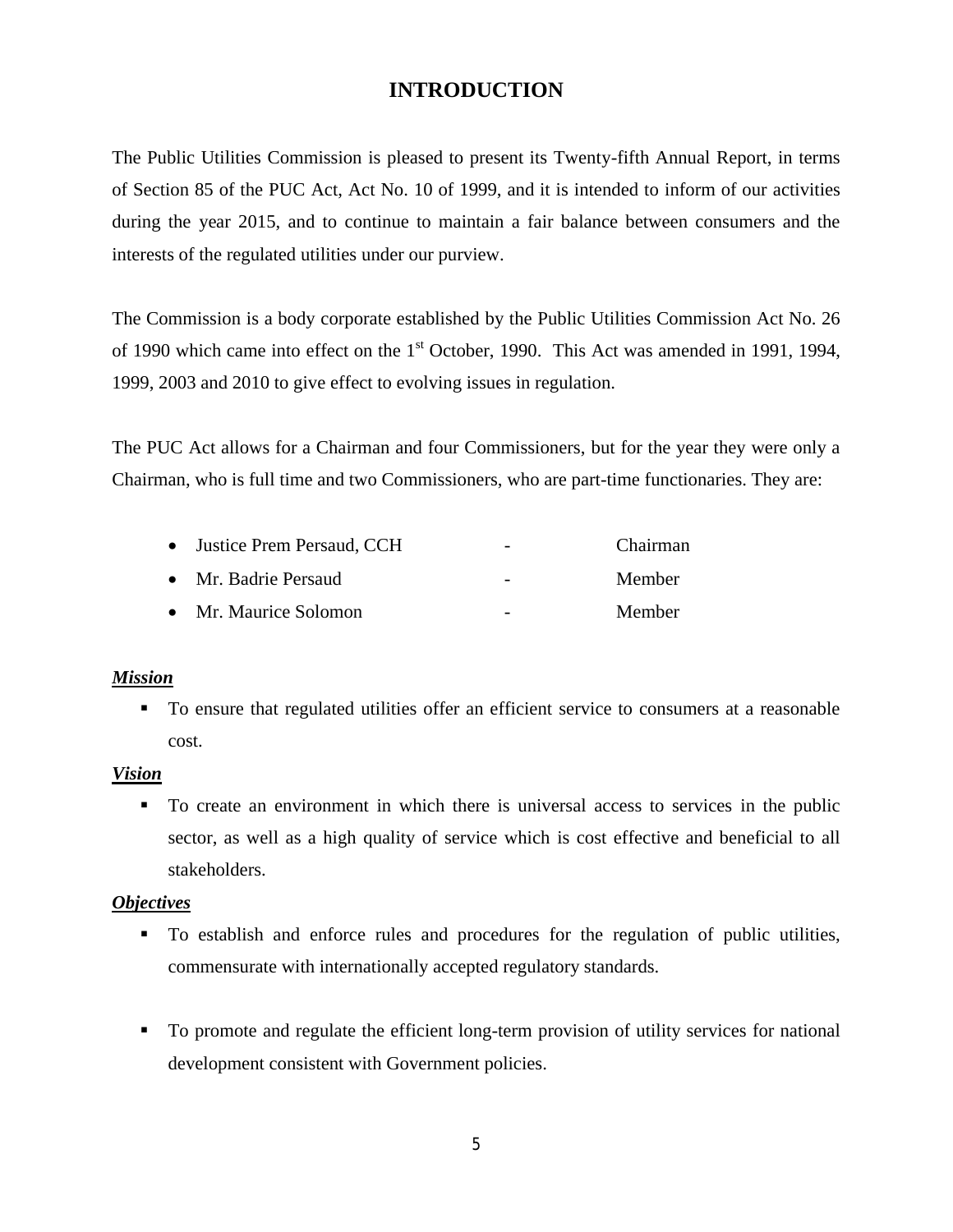# INTRODUCTION

The Public Utilities Commission is pleased to present its Twenty-fifth Annual Report, in terms of Section 85 of the PUC Act, Act No. 10 of 1999, and it is intended to inform of our activities during the year 2015, and to continue to maintain a fair balance between consumers and the interests of the regulated utilities under our purview.

The Commission is a body corporate established by the Public Utilities Commission Act No. 26 of 1990 which came into effect on the 1st October, 1990. This Act was amended in 1991, 1994, 1999, 2003 and 2010 to give effect to evolving issues in regulation.

The PUC Act allows for a Chairman and four Commissioners, but for the year they were only a Chairman, who is full time and two Commissioners, who are part-time functionaries. They are:

- Justice Prem Persaud, CCH - Chairman
- Mr. Badrie Persaud - Member
- Mr. Maurice Solomon - Member

***Mission***

- To ensure that regulated utilities offer an efficient service to consumers at a reasonable cost.

***Vision***

- To create an environment in which there is universal access to services in the public sector, as well as a high quality of service which is cost effective and beneficial to all stakeholders.

***Objectives***

- To establish and enforce rules and procedures for the regulation of public utilities, commensurate with internationally accepted regulatory standards.

- To promote and regulate the efficient long-term provision of utility services for national development consistent with Government policies.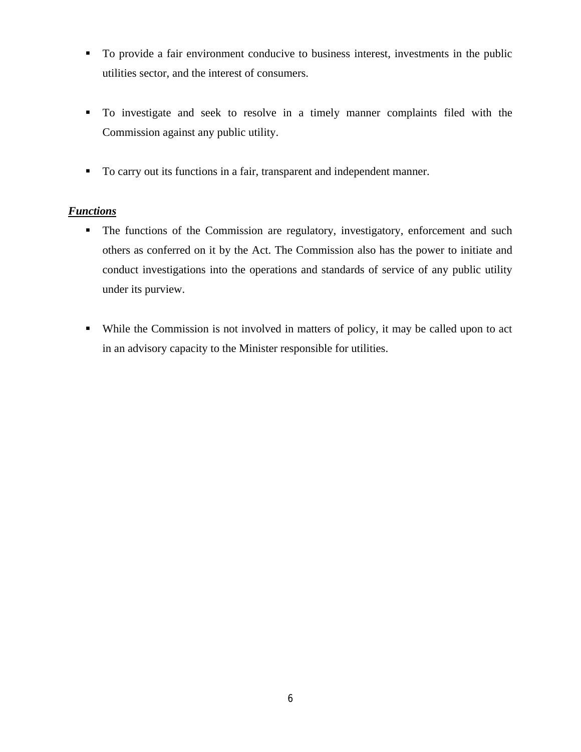- To provide a fair environment conducive to business interest, investments in the public utilities sector, and the interest of consumers.

- To investigate and seek to resolve in a timely manner complaints filed with the Commission against any public utility.

- To carry out its functions in a fair, transparent and independent manner.

***Functions***

- The functions of the Commission are regulatory, investigatory, enforcement and such others as conferred on it by the Act. The Commission also has the power to initiate and conduct investigations into the operations and standards of service of any public utility under its purview.

- While the Commission is not involved in matters of policy, it may be called upon to act in an advisory capacity to the Minister responsible for utilities.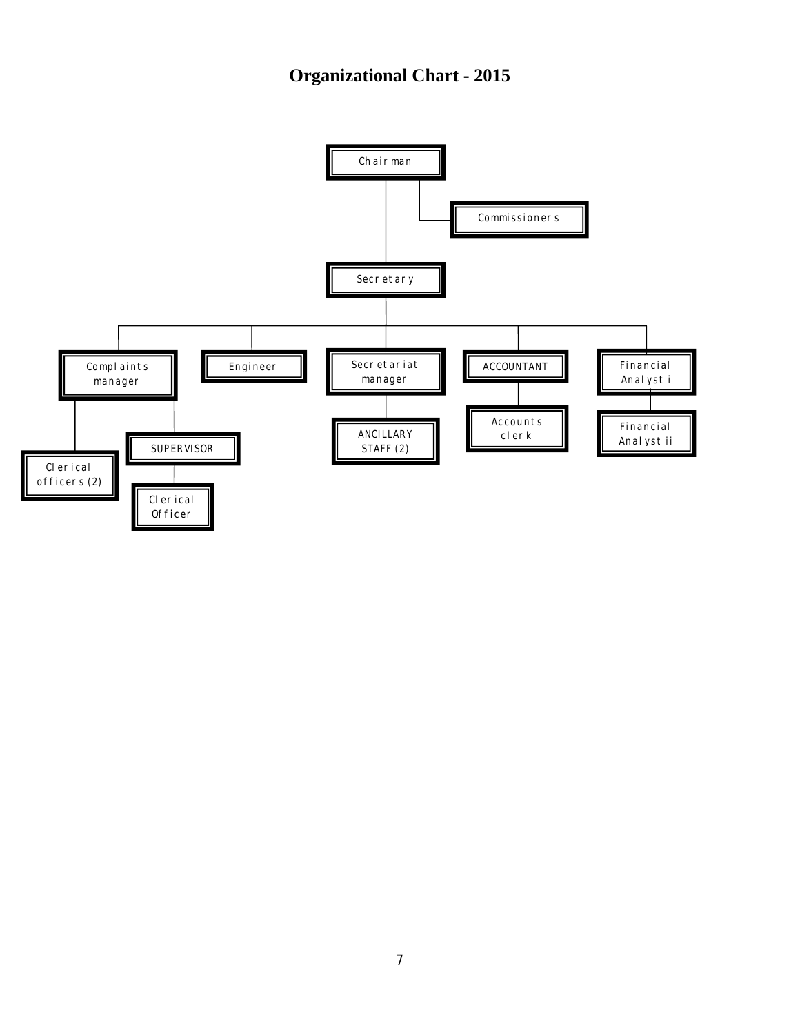# Organizational Chart - 2015

- Chairman
  - Commissioners
  - Secretary
    - Complaints manager
      - Clerical officers (2)
      - SUPERVISOR
        - Clerical Officer
    - Engineer
    - Secretariat manager
      - ANCILLARY STAFF (2)
    - ACCOUNTANT
      - Accounts clerk
    - Financial Analyst i
      - Financial Analyst ii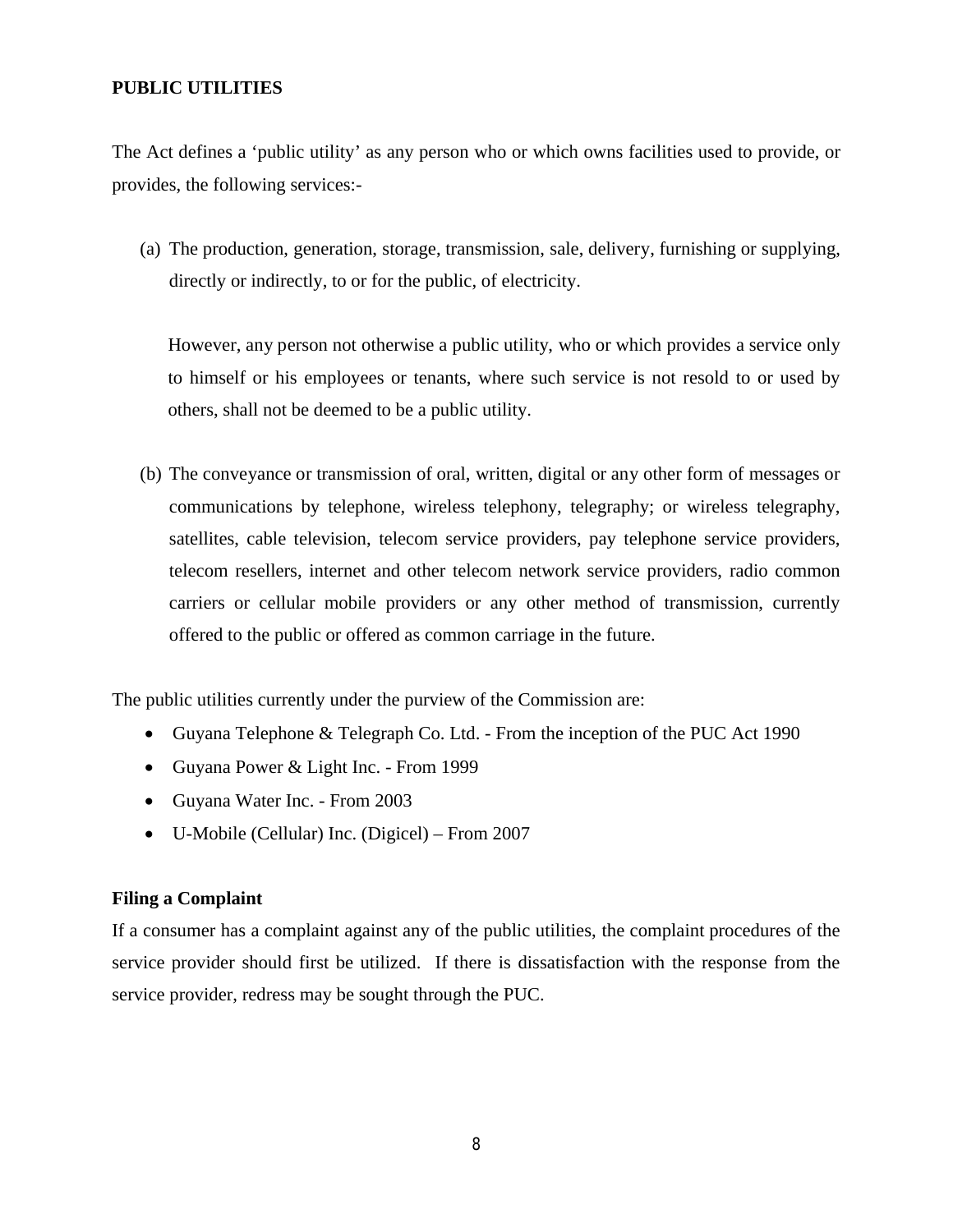## PUBLIC UTILITIES

The Act defines a 'public utility' as any person who or which owns facilities used to provide, or provides, the following services:-

(a) The production, generation, storage, transmission, sale, delivery, furnishing or supplying, directly or indirectly, to or for the public, of electricity.

    However, any person not otherwise a public utility, who or which provides a service only to himself or his employees or tenants, where such service is not resold to or used by others, shall not be deemed to be a public utility.

(b) The conveyance or transmission of oral, written, digital or any other form of messages or communications by telephone, wireless telephony, telegraphy; or wireless telegraphy, satellites, cable television, telecom service providers, pay telephone service providers, telecom resellers, internet and other telecom network service providers, radio common carriers or cellular mobile providers or any other method of transmission, currently offered to the public or offered as common carriage in the future.

The public utilities currently under the purview of the Commission are:

- Guyana Telephone & Telegraph Co. Ltd. - From the inception of the PUC Act 1990
- Guyana Power & Light Inc. - From 1999
- Guyana Water Inc. - From 2003
- U-Mobile (Cellular) Inc. (Digicel) – From 2007

### Filing a Complaint

If a consumer has a complaint against any of the public utilities, the complaint procedures of the service provider should first be utilized. If there is dissatisfaction with the response from the service provider, redress may be sought through the PUC.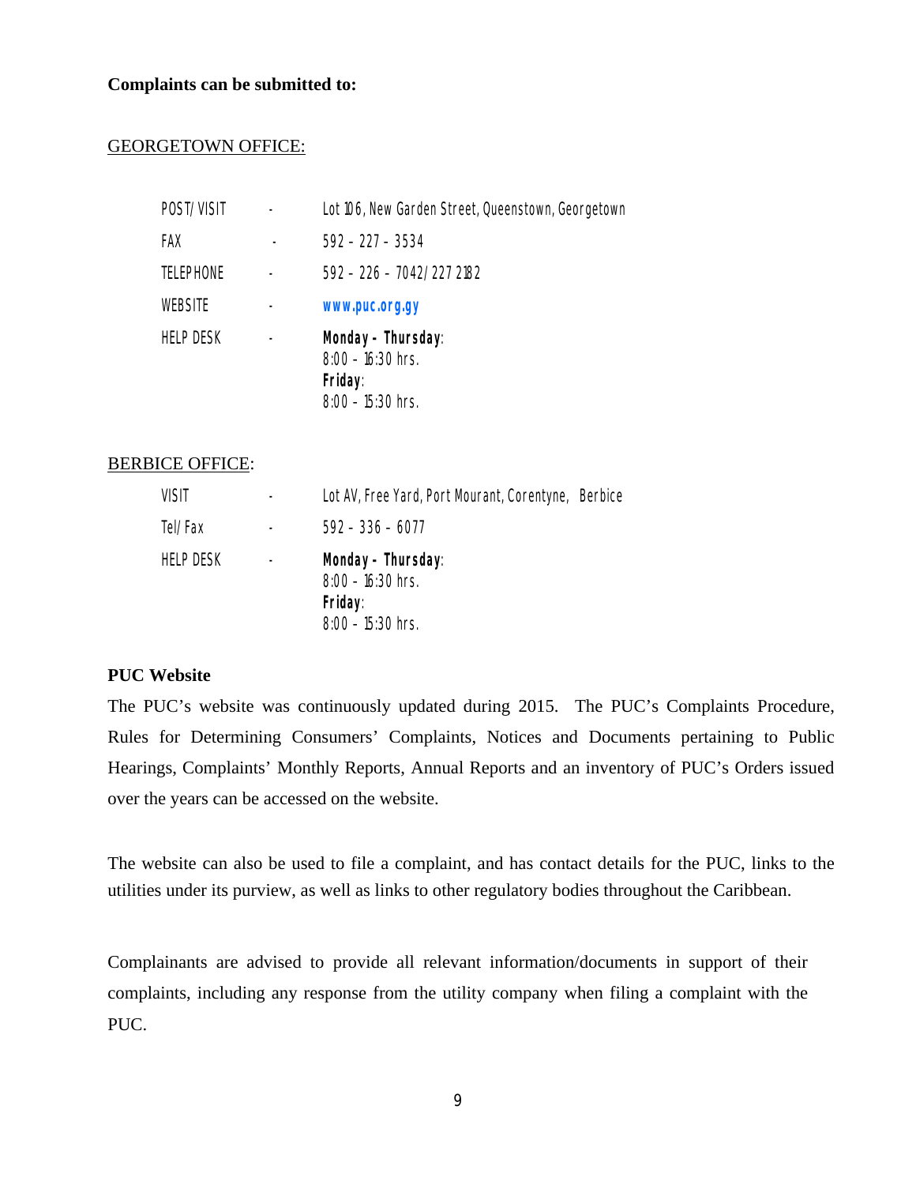**Complaints can be submitted to:**

GEORGETOWN OFFICE:

| | | |
|---|---|---|
| POST/VISIT | - | Lot 106, New Garden Street, Queenstown, Georgetown |
| FAX | - | 592 – 227 – 3534 |
| TELEPHONE | - | 592 – 226 – 7042/227 2182 |
| WEBSITE | - | **www.puc.org.gy** |
| HELP DESK | - | **Monday - Thursday**: 8:00 – 16:30 hrs. **Friday**: 8:00 – 15:30 hrs. |

BERBICE OFFICE:

| | | |
|---|---|---|
| VISIT | - | Lot AV, Free Yard, Port Mourant, Corentyne, Berbice |
| Tel/Fax | - | 592 – 336 – 6077 |
| HELP DESK | - | **Monday - Thursday**: 8:00 – 16:30 hrs. **Friday**: 8:00 – 15:30 hrs. |

**PUC Website**

The PUC's website was continuously updated during 2015. The PUC's Complaints Procedure, Rules for Determining Consumers' Complaints, Notices and Documents pertaining to Public Hearings, Complaints' Monthly Reports, Annual Reports and an inventory of PUC's Orders issued over the years can be accessed on the website.

The website can also be used to file a complaint, and has contact details for the PUC, links to the utilities under its purview, as well as links to other regulatory bodies throughout the Caribbean.

Complainants are advised to provide all relevant information/documents in support of their complaints, including any response from the utility company when filing a complaint with the PUC.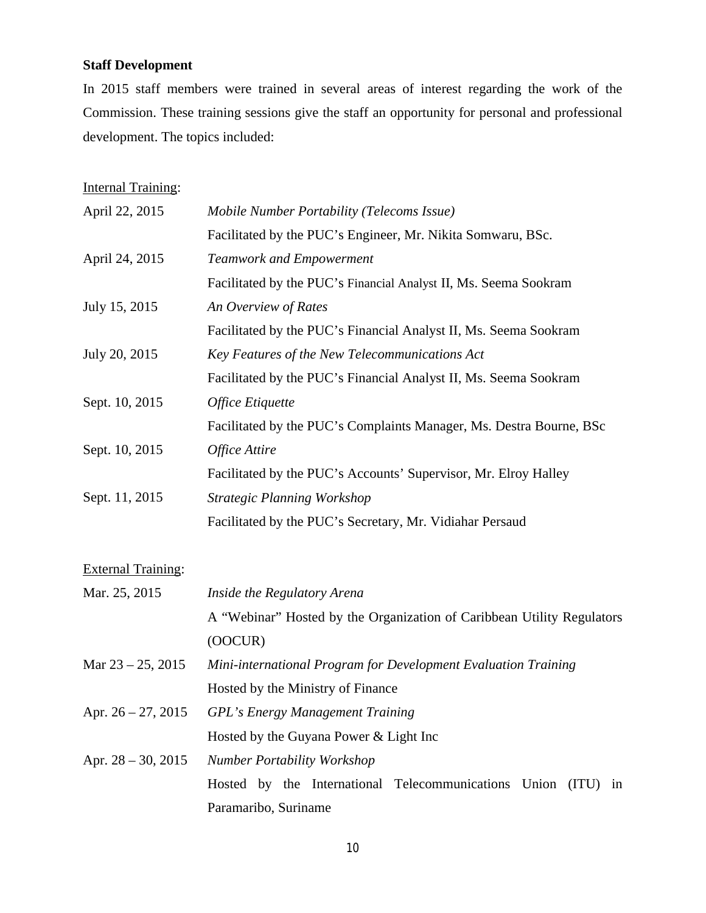**Staff Development**

In 2015 staff members were trained in several areas of interest regarding the work of the Commission. These training sessions give the staff an opportunity for personal and professional development. The topics included:

Internal Training:

| | |
|---|---|
| April 22, 2015 | *Mobile Number Portability (Telecoms Issue)*<br>Facilitated by the PUC's Engineer, Mr. Nikita Somwaru, BSc. |
| April 24, 2015 | *Teamwork and Empowerment*<br>Facilitated by the PUC's Financial Analyst II, Ms. Seema Sookram |
| July 15, 2015 | *An Overview of Rates*<br>Facilitated by the PUC's Financial Analyst II, Ms. Seema Sookram |
| July 20, 2015 | *Key Features of the New Telecommunications Act*<br>Facilitated by the PUC's Financial Analyst II, Ms. Seema Sookram |
| Sept. 10, 2015 | *Office Etiquette*<br>Facilitated by the PUC's Complaints Manager, Ms. Destra Bourne, BSc |
| Sept. 10, 2015 | *Office Attire*<br>Facilitated by the PUC's Accounts' Supervisor, Mr. Elroy Halley |
| Sept. 11, 2015 | *Strategic Planning Workshop*<br>Facilitated by the PUC's Secretary, Mr. Vidiahar Persaud |

External Training:

| | |
|---|---|
| Mar. 25, 2015 | *Inside the Regulatory Arena*<br>A "Webinar" Hosted by the Organization of Caribbean Utility Regulators (OOCUR) |
| Mar 23 – 25, 2015 | *Mini-international Program for Development Evaluation Training*<br>Hosted by the Ministry of Finance |
| Apr. 26 – 27, 2015 | *GPL's Energy Management Training*<br>Hosted by the Guyana Power & Light Inc |
| Apr. 28 – 30, 2015 | *Number Portability Workshop*<br>Hosted by the International Telecommunications Union (ITU) in Paramaribo, Suriname |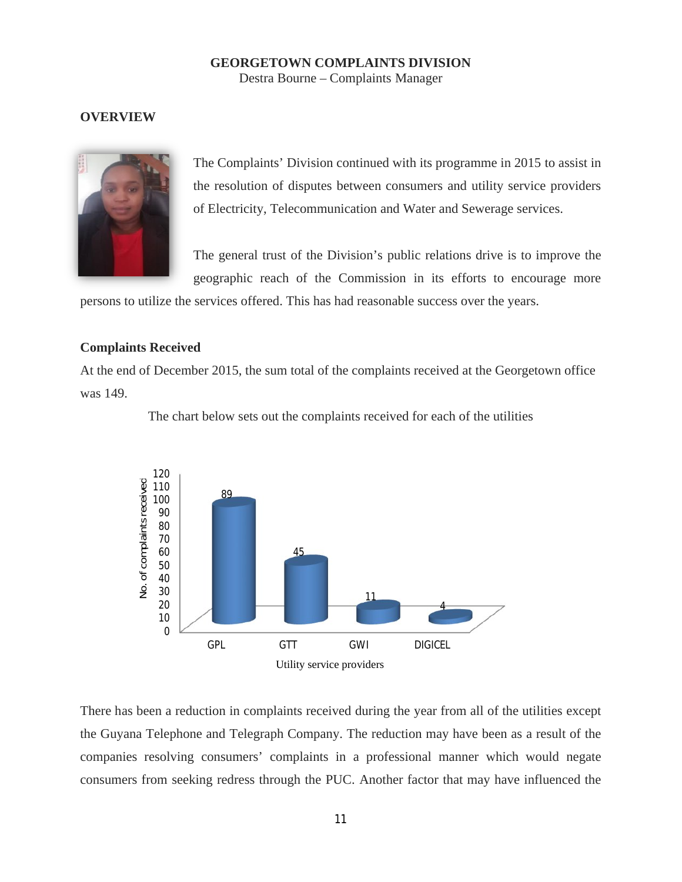## GEORGETOWN COMPLAINTS DIVISION

Destra Bourne – Complaints Manager

### OVERVIEW

The Complaints' Division continued with its programme in 2015 to assist in the resolution of disputes between consumers and utility service providers of Electricity, Telecommunication and Water and Sewerage services.

The general trust of the Division's public relations drive is to improve the geographic reach of the Commission in its efforts to encourage more persons to utilize the services offered. This has had reasonable success over the years.

### Complaints Received

At the end of December 2015, the sum total of the complaints received at the Georgetown office was 149.

The chart below sets out the complaints received for each of the utilities

| Utility service providers | No. of complaints received |
| --- | --- |
| GPL | 89 |
| GTT | 45 |
| GWI | 11 |
| DIGICEL | 4 |

There has been a reduction in complaints received during the year from all of the utilities except the Guyana Telephone and Telegraph Company. The reduction may have been as a result of the companies resolving consumers' complaints in a professional manner which would negate consumers from seeking redress through the PUC. Another factor that may have influenced the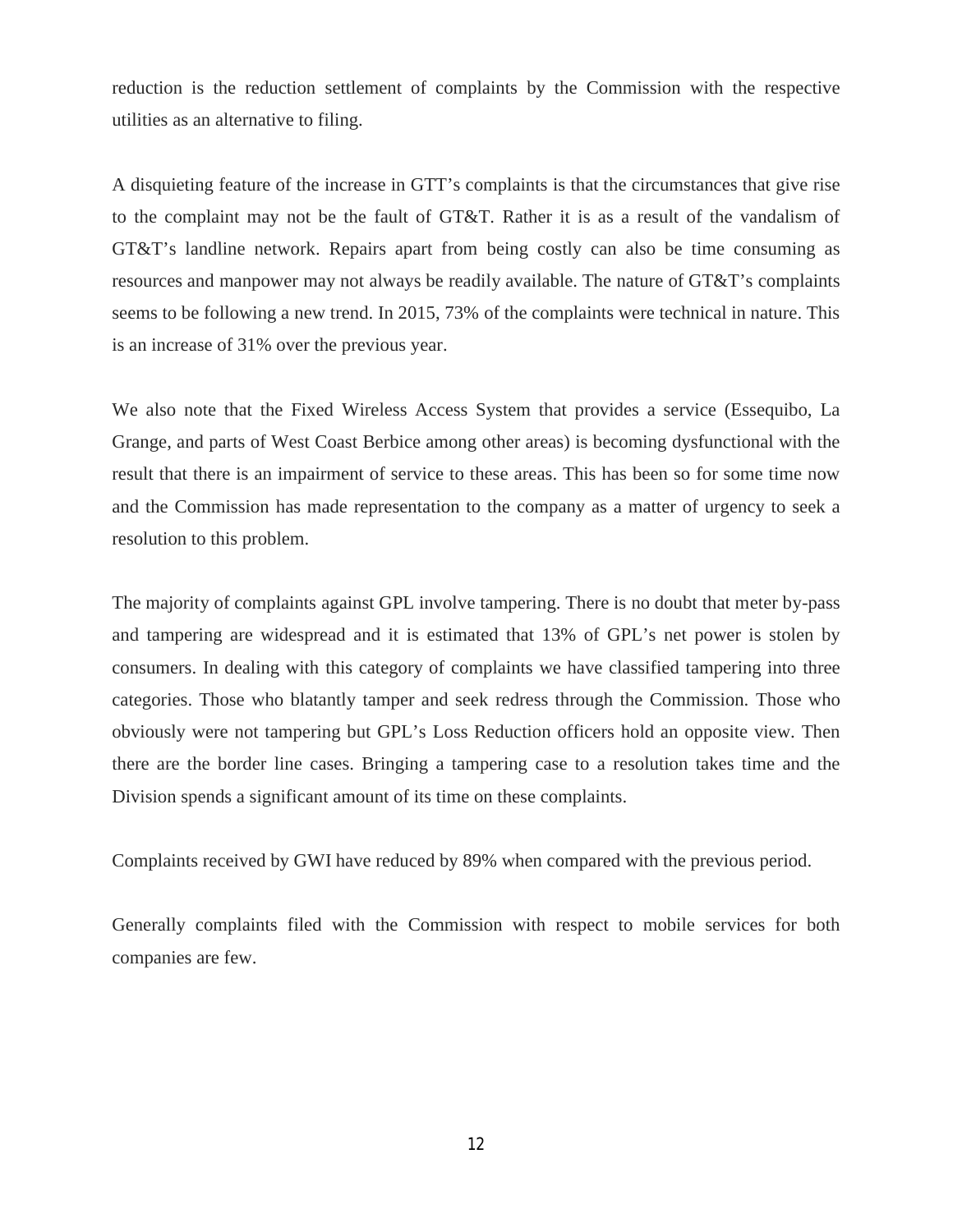reduction is the reduction settlement of complaints by the Commission with the respective utilities as an alternative to filing.

A disquieting feature of the increase in GTT's complaints is that the circumstances that give rise to the complaint may not be the fault of GT&T. Rather it is as a result of the vandalism of GT&T's landline network. Repairs apart from being costly can also be time consuming as resources and manpower may not always be readily available. The nature of GT&T's complaints seems to be following a new trend. In 2015, 73% of the complaints were technical in nature. This is an increase of 31% over the previous year.

We also note that the Fixed Wireless Access System that provides a service (Essequibo, La Grange, and parts of West Coast Berbice among other areas) is becoming dysfunctional with the result that there is an impairment of service to these areas. This has been so for some time now and the Commission has made representation to the company as a matter of urgency to seek a resolution to this problem.

The majority of complaints against GPL involve tampering. There is no doubt that meter by-pass and tampering are widespread and it is estimated that 13% of GPL's net power is stolen by consumers. In dealing with this category of complaints we have classified tampering into three categories. Those who blatantly tamper and seek redress through the Commission. Those who obviously were not tampering but GPL's Loss Reduction officers hold an opposite view. Then there are the border line cases. Bringing a tampering case to a resolution takes time and the Division spends a significant amount of its time on these complaints.

Complaints received by GWI have reduced by 89% when compared with the previous period.

Generally complaints filed with the Commission with respect to mobile services for both companies are few.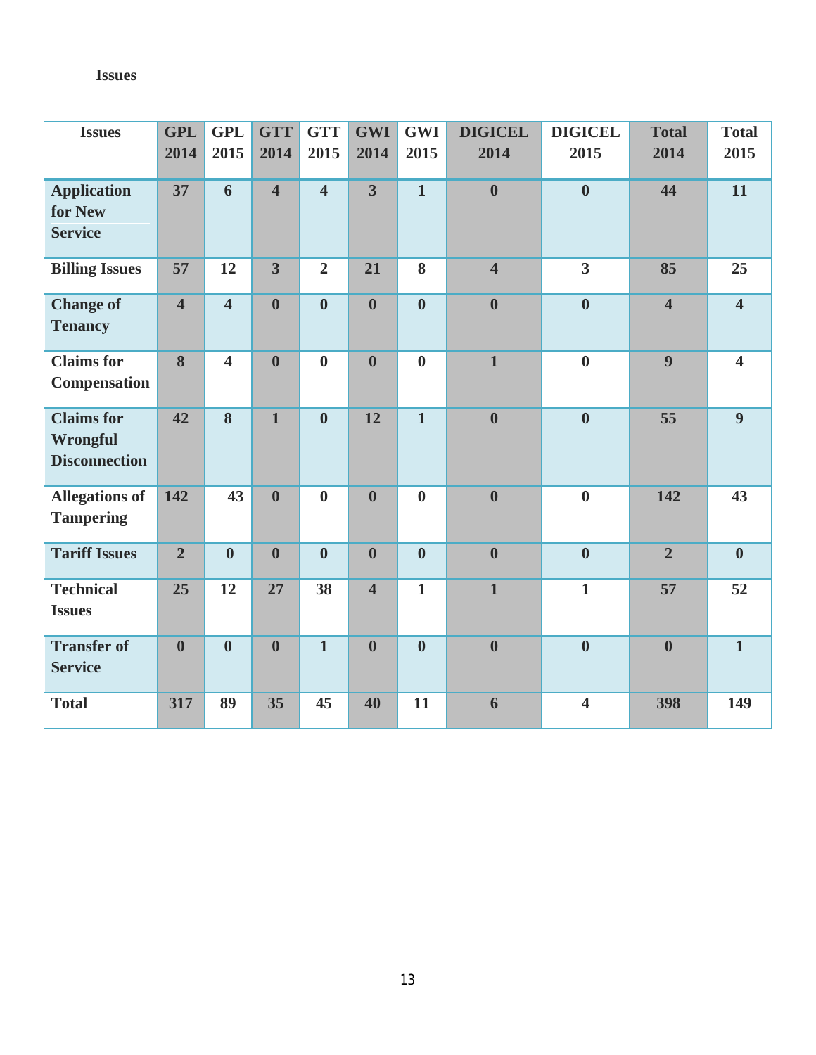**Issues**

| Issues | GPL 2014 | GPL 2015 | GTT 2014 | GTT 2015 | GWI 2014 | GWI 2015 | DIGICEL 2014 | DIGICEL 2015 | Total 2014 | Total 2015 |
|---|---|---|---|---|---|---|---|---|---|---|
| **Application for New Service** | **37** | **6** | **4** | **4** | **3** | **1** | **0** | **0** | **44** | **11** |
| **Billing Issues** | **57** | **12** | **3** | **2** | **21** | **8** | **4** | **3** | **85** | **25** |
| **Change of Tenancy** | **4** | **4** | **0** | **0** | **0** | **0** | **0** | **0** | **4** | **4** |
| **Claims for Compensation** | **8** | **4** | **0** | **0** | **0** | **0** | **1** | **0** | **9** | **4** |
| **Claims for Wrongful Disconnection** | **42** | **8** | **1** | **0** | **12** | **1** | **0** | **0** | **55** | **9** |
| **Allegations of Tampering** | **142** | **43** | **0** | **0** | **0** | **0** | **0** | **0** | **142** | **43** |
| **Tariff Issues** | **2** | **0** | **0** | **0** | **0** | **0** | **0** | **0** | **2** | **0** |
| **Technical Issues** | **25** | **12** | **27** | **38** | **4** | **1** | **1** | **1** | **57** | **52** |
| **Transfer of Service** | **0** | **0** | **0** | **1** | **0** | **0** | **0** | **0** | **0** | **1** |
| **Total** | **317** | **89** | **35** | **45** | **40** | **11** | **6** | **4** | **398** | **149** |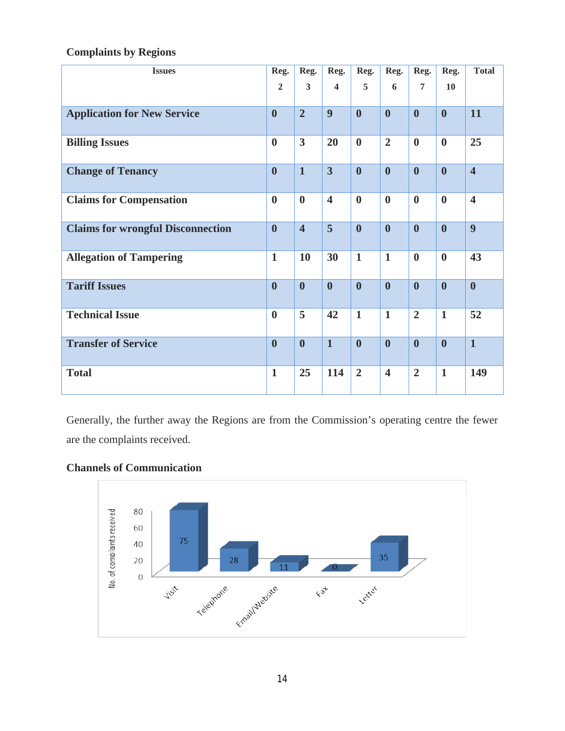**Complaints by Regions**

| Issues | Reg. 2 | Reg. 3 | Reg. 4 | Reg. 5 | Reg. 6 | Reg. 7 | Reg. 10 | Total |
|---|---|---|---|---|---|---|---|---|
| **Application for New Service** | **0** | **2** | **9** | **0** | **0** | **0** | **0** | **11** |
| **Billing Issues** | **0** | **3** | **20** | **0** | **2** | **0** | **0** | **25** |
| **Change of Tenancy** | **0** | **1** | **3** | **0** | **0** | **0** | **0** | **4** |
| **Claims for Compensation** | **0** | **0** | **4** | **0** | **0** | **0** | **0** | **4** |
| **Claims for wrongful Disconnection** | **0** | **4** | **5** | **0** | **0** | **0** | **0** | **9** |
| **Allegation of Tampering** | **1** | **10** | **30** | **1** | **1** | **0** | **0** | **43** |
| **Tariff Issues** | **0** | **0** | **0** | **0** | **0** | **0** | **0** | **0** |
| **Technical Issue** | **0** | **5** | **42** | **1** | **1** | **2** | **1** | **52** |
| **Transfer of Service** | **0** | **0** | **1** | **0** | **0** | **0** | **0** | **1** |
| **Total** | **1** | **25** | **114** | **2** | **4** | **2** | **1** | **149** |

Generally, the further away the Regions are from the Commission's operating centre the fewer are the complaints received.

**Channels of Communication**

| Channel | No. of complaints received |
|---|---|
| Visit | 75 |
| Telephone | 28 |
| Email/Website | 11 |
| Fax | 0 |
| Letter | 35 |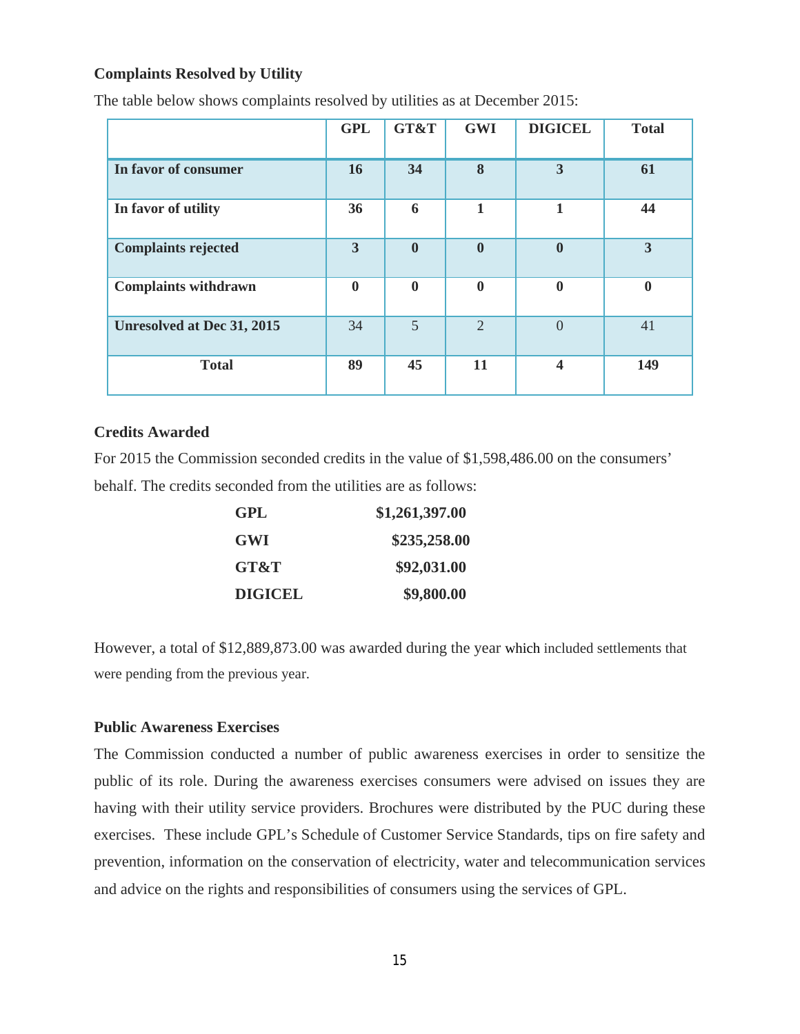### Complaints Resolved by Utility

The table below shows complaints resolved by utilities as at December 2015:

| | GPL | GT&T | GWI | DIGICEL | Total |
|---|---|---|---|---|---|
| **In favor of consumer** | **16** | **34** | **8** | **3** | **61** |
| **In favor of utility** | **36** | **6** | **1** | **1** | **44** |
| **Complaints rejected** | **3** | **0** | **0** | **0** | **3** |
| **Complaints withdrawn** | **0** | **0** | **0** | **0** | **0** |
| **Unresolved at Dec 31, 2015** | 34 | 5 | 2 | 0 | 41 |
| **Total** | **89** | **45** | **11** | **4** | **149** |

### Credits Awarded

For 2015 the Commission seconded credits in the value of $1,598,486.00 on the consumers' behalf. The credits seconded from the utilities are as follows:

| | |
|---|---|
| **GPL** | **$1,261,397.00** |
| **GWI** | **$235,258.00** |
| **GT&T** | **$92,031.00** |
| **DIGICEL** | **$9,800.00** |

However, a total of $12,889,873.00 was awarded during the year which included settlements that were pending from the previous year.

### Public Awareness Exercises

The Commission conducted a number of public awareness exercises in order to sensitize the public of its role. During the awareness exercises consumers were advised on issues they are having with their utility service providers. Brochures were distributed by the PUC during these exercises. These include GPL's Schedule of Customer Service Standards, tips on fire safety and prevention, information on the conservation of electricity, water and telecommunication services and advice on the rights and responsibilities of consumers using the services of GPL.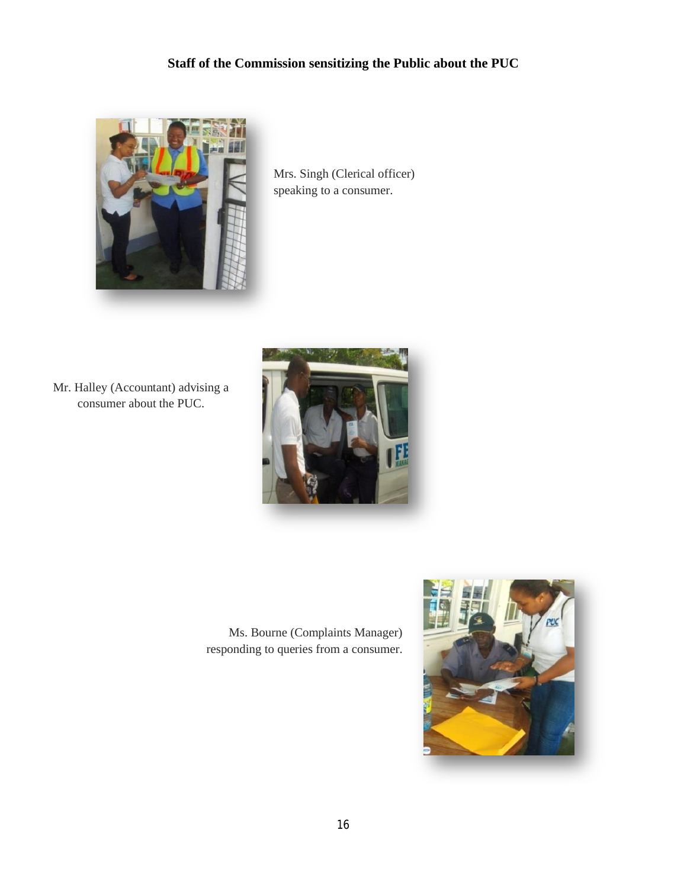**Staff of the Commission sensitizing the Public about the PUC**

Mrs. Singh (Clerical officer) speaking to a consumer.

Mr. Halley (Accountant) advising a consumer about the PUC.

Ms. Bourne (Complaints Manager) responding to queries from a consumer.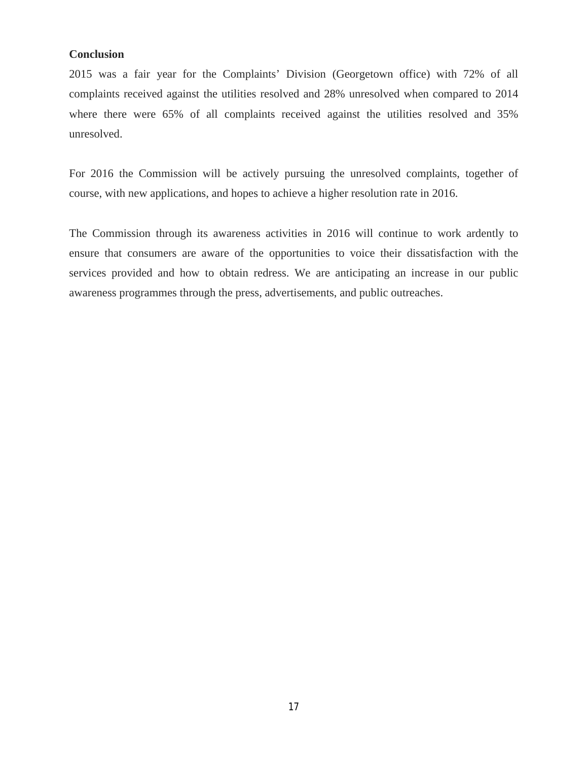**Conclusion**

2015 was a fair year for the Complaints' Division (Georgetown office) with 72% of all complaints received against the utilities resolved and 28% unresolved when compared to 2014 where there were 65% of all complaints received against the utilities resolved and 35% unresolved.

For 2016 the Commission will be actively pursuing the unresolved complaints, together of course, with new applications, and hopes to achieve a higher resolution rate in 2016.

The Commission through its awareness activities in 2016 will continue to work ardently to ensure that consumers are aware of the opportunities to voice their dissatisfaction with the services provided and how to obtain redress. We are anticipating an increase in our public awareness programmes through the press, advertisements, and public outreaches.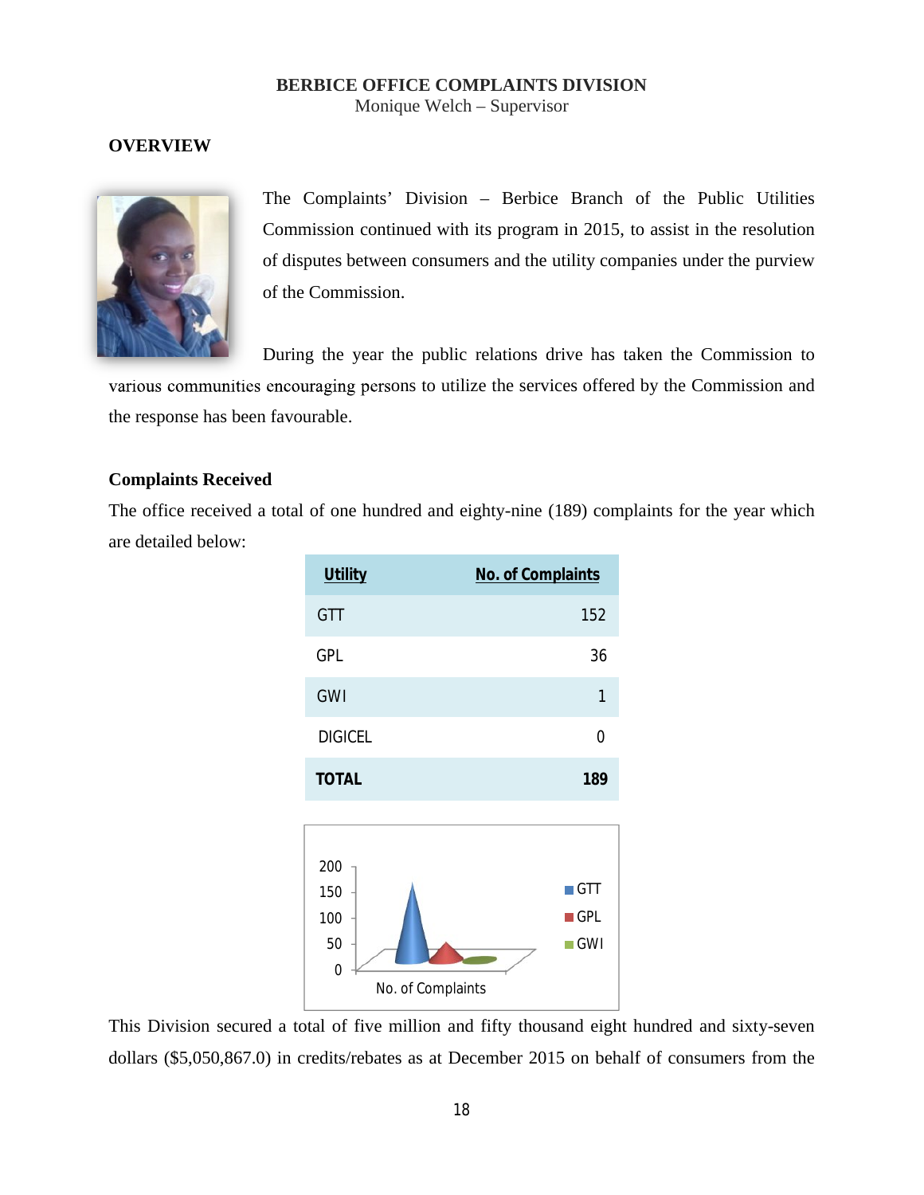# BERBICE OFFICE COMPLAINTS DIVISION

Monique Welch – Supervisor

## OVERVIEW

The Complaints' Division – Berbice Branch of the Public Utilities Commission continued with its program in 2015, to assist in the resolution of disputes between consumers and the utility companies under the purview of the Commission.

During the year the public relations drive has taken the Commission to various communities encouraging persons to utilize the services offered by the Commission and the response has been favourable.

### Complaints Received

The office received a total of one hundred and eighty-nine (189) complaints for the year which are detailed below:

| Utility | No. of Complaints |
|---|---|
| GTT | 152 |
| GPL | 36 |
| GWI | 1 |
| DIGICEL | 0 |
| **TOTAL** | **189** |

This Division secured a total of five million and fifty thousand eight hundred and sixty-seven dollars ($5,050,867.0) in credits/rebates as at December 2015 on behalf of consumers from the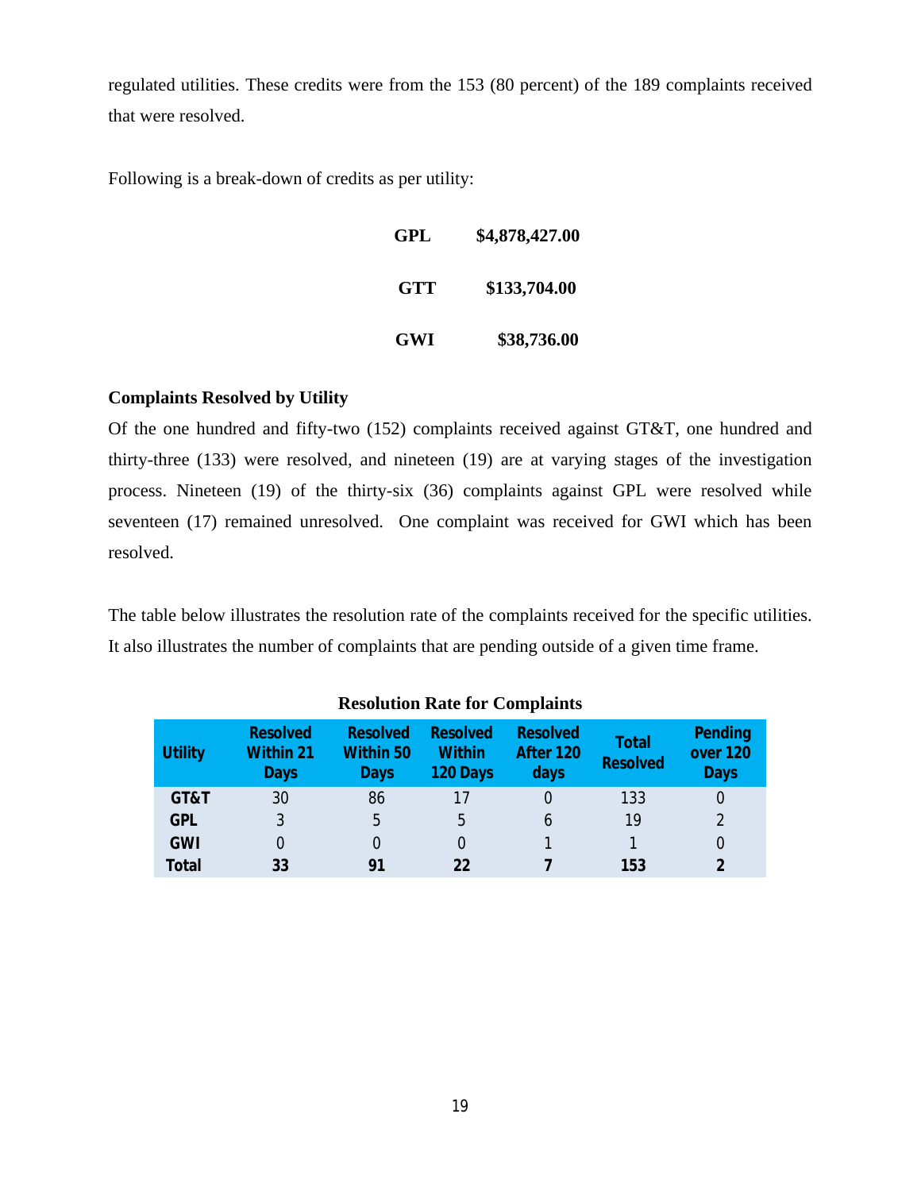regulated utilities. These credits were from the 153 (80 percent) of the 189 complaints received that were resolved.

Following is a break-down of credits as per utility:

| | |
|---|---|
| **GPL** | **$4,878,427.00** |
| **GTT** | **$133,704.00** |
| **GWI** | **$38,736.00** |

**Complaints Resolved by Utility**

Of the one hundred and fifty-two (152) complaints received against GT&T, one hundred and thirty-three (133) were resolved, and nineteen (19) are at varying stages of the investigation process. Nineteen (19) of the thirty-six (36) complaints against GPL were resolved while seventeen (17) remained unresolved. One complaint was received for GWI which has been resolved.

The table below illustrates the resolution rate of the complaints received for the specific utilities. It also illustrates the number of complaints that are pending outside of a given time frame.

**Resolution Rate for Complaints**

| Utility | Resolved Within 21 Days | Resolved Within 50 Days | Resolved Within 120 Days | Resolved After 120 days | Total Resolved | Pending over 120 Days |
|---|---|---|---|---|---|---|
| GT&T | 30 | 86 | 17 | 0 | 133 | 0 |
| GPL | 3 | 5 | 5 | 6 | 19 | 2 |
| GWI | 0 | 0 | 0 | 1 | 1 | 0 |
| **Total** | **33** | **91** | **22** | **7** | **153** | **2** |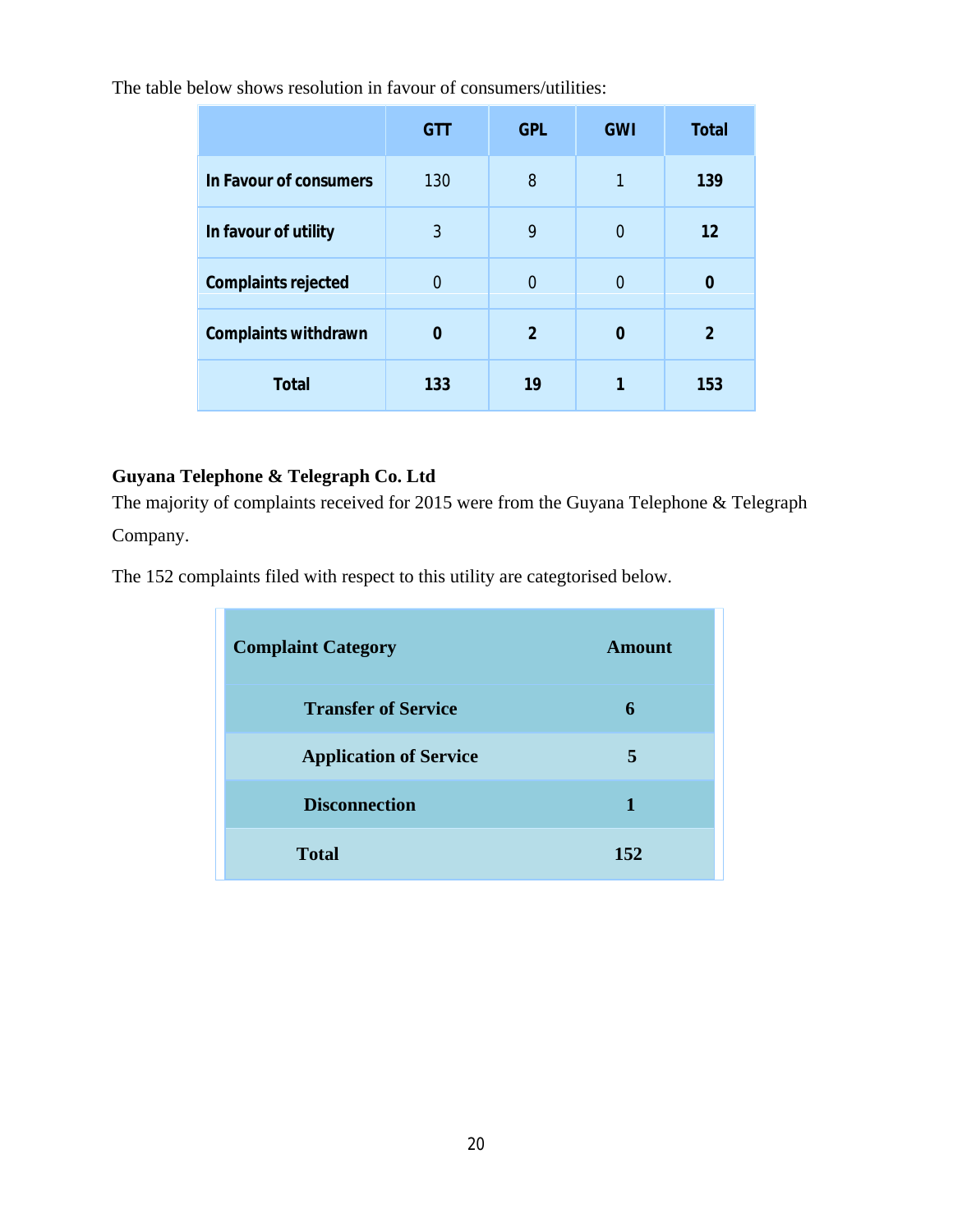The table below shows resolution in favour of consumers/utilities:

| | GTT | GPL | GWI | Total |
|---|---|---|---|---|
| **In Favour of consumers** | 130 | 8 | 1 | **139** |
| **In favour of utility** | 3 | 9 | 0 | **12** |
| **Complaints rejected** | 0 | 0 | 0 | **0** |
| **Complaints withdrawn** | **0** | **2** | **0** | **2** |
| **Total** | **133** | **19** | **1** | **153** |

**Guyana Telephone & Telegraph Co. Ltd**

The majority of complaints received for 2015 were from the Guyana Telephone & Telegraph Company.

The 152 complaints filed with respect to this utility are categtorised below.

| Complaint Category | Amount |
|---|---|
| **Transfer of Service** | **6** |
| **Application of Service** | **5** |
| **Disconnection** | **1** |
| **Total** | **152** |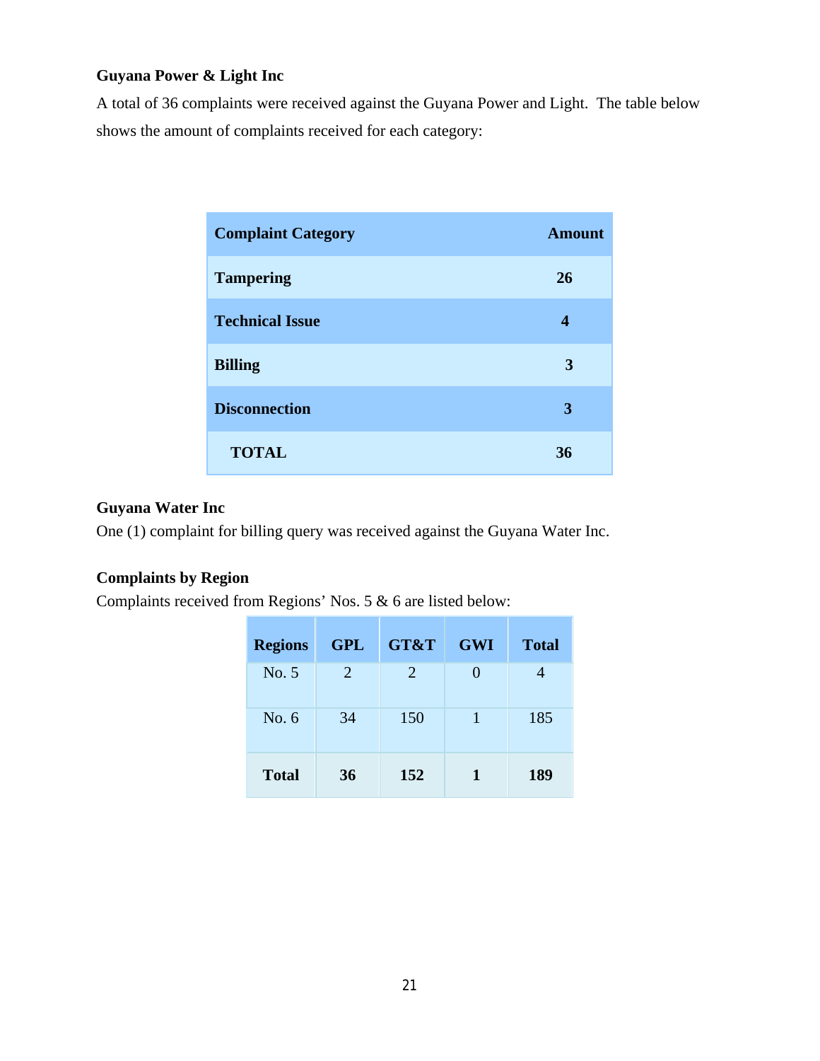**Guyana Power & Light Inc**

A total of 36 complaints were received against the Guyana Power and Light. The table below shows the amount of complaints received for each category:

| Complaint Category | Amount |
|---|---|
| **Tampering** | **26** |
| **Technical Issue** | **4** |
| **Billing** | **3** |
| **Disconnection** | **3** |
| **TOTAL** | **36** |

**Guyana Water Inc**

One (1) complaint for billing query was received against the Guyana Water Inc.

**Complaints by Region**

Complaints received from Regions' Nos. 5 & 6 are listed below:

| Regions | GPL | GT&T | GWI | Total |
|---|---|---|---|---|
| No. 5 | 2 | 2 | 0 | 4 |
| No. 6 | 34 | 150 | 1 | 185 |
| **Total** | **36** | **152** | **1** | **189** |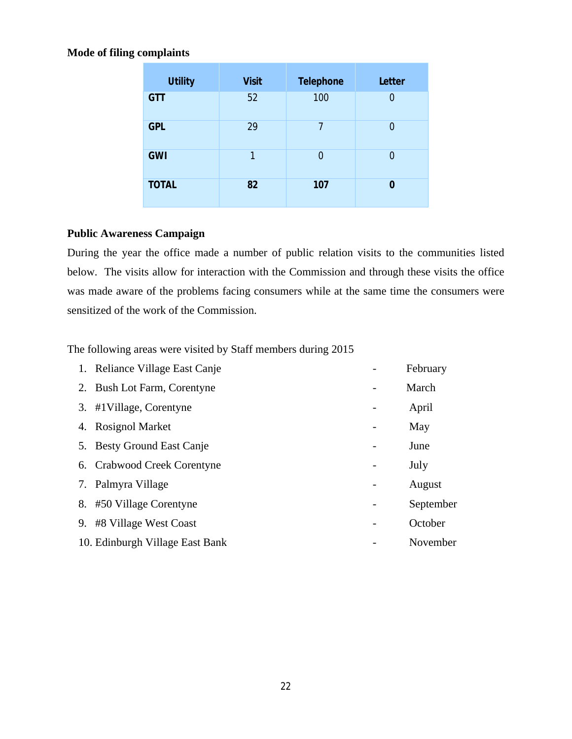**Mode of filing complaints**

| Utility | Visit | Telephone | Letter |
|---|---|---|---|
| **GTT** | 52 | 100 | 0 |
| **GPL** | 29 | 7 | 0 |
| **GWI** | 1 | 0 | 0 |
| **TOTAL** | **82** | **107** | **0** |

**Public Awareness Campaign**

During the year the office made a number of public relation visits to the communities listed below. The visits allow for interaction with the Commission and through these visits the office was made aware of the problems facing consumers while at the same time the consumers were sensitized of the work of the Commission.

The following areas were visited by Staff members during 2015

1. Reliance Village East Canje - February
2. Bush Lot Farm, Corentyne - March
3. #1Village, Corentyne - April
4. Rosignol Market - May
5. Besty Ground East Canje - June
6. Crabwood Creek Corentyne - July
7. Palmyra Village - August
8. #50 Village Corentyne - September
9. #8 Village West Coast - October
10. Edinburgh Village East Bank - November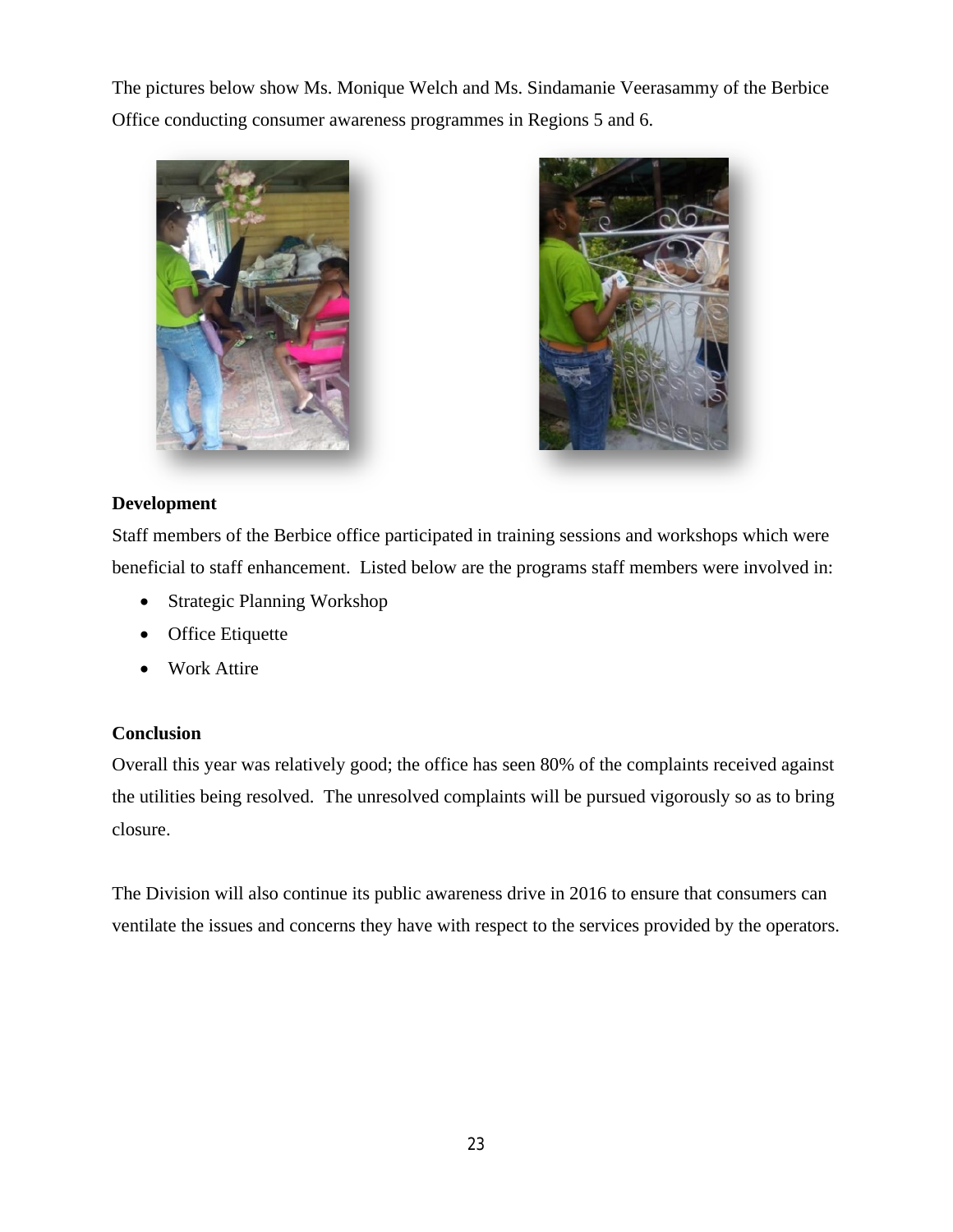The pictures below show Ms. Monique Welch and Ms. Sindamanie Veerasammy of the Berbice Office conducting consumer awareness programmes in Regions 5 and 6.

**Development**

Staff members of the Berbice office participated in training sessions and workshops which were beneficial to staff enhancement. Listed below are the programs staff members were involved in:

- Strategic Planning Workshop
- Office Etiquette
- Work Attire

**Conclusion**

Overall this year was relatively good; the office has seen 80% of the complaints received against the utilities being resolved. The unresolved complaints will be pursued vigorously so as to bring closure.

The Division will also continue its public awareness drive in 2016 to ensure that consumers can ventilate the issues and concerns they have with respect to the services provided by the operators.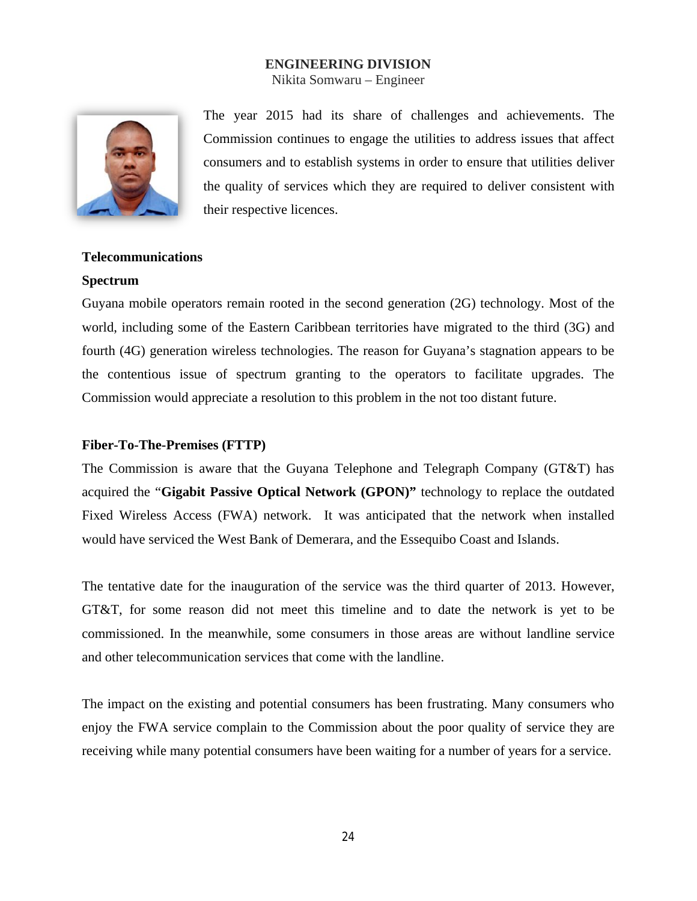## ENGINEERING DIVISION

Nikita Somwaru – Engineer

The year 2015 had its share of challenges and achievements. The Commission continues to engage the utilities to address issues that affect consumers and to establish systems in order to ensure that utilities deliver the quality of services which they are required to deliver consistent with their respective licences.

### Telecommunications

#### Spectrum

Guyana mobile operators remain rooted in the second generation (2G) technology. Most of the world, including some of the Eastern Caribbean territories have migrated to the third (3G) and fourth (4G) generation wireless technologies. The reason for Guyana's stagnation appears to be the contentious issue of spectrum granting to the operators to facilitate upgrades. The Commission would appreciate a resolution to this problem in the not too distant future.

#### Fiber-To-The-Premises (FTTP)

The Commission is aware that the Guyana Telephone and Telegraph Company (GT&T) has acquired the "**Gigabit Passive Optical Network (GPON)"** technology to replace the outdated Fixed Wireless Access (FWA) network. It was anticipated that the network when installed would have serviced the West Bank of Demerara, and the Essequibo Coast and Islands.

The tentative date for the inauguration of the service was the third quarter of 2013. However, GT&T, for some reason did not meet this timeline and to date the network is yet to be commissioned. In the meanwhile, some consumers in those areas are without landline service and other telecommunication services that come with the landline.

The impact on the existing and potential consumers has been frustrating. Many consumers who enjoy the FWA service complain to the Commission about the poor quality of service they are receiving while many potential consumers have been waiting for a number of years for a service.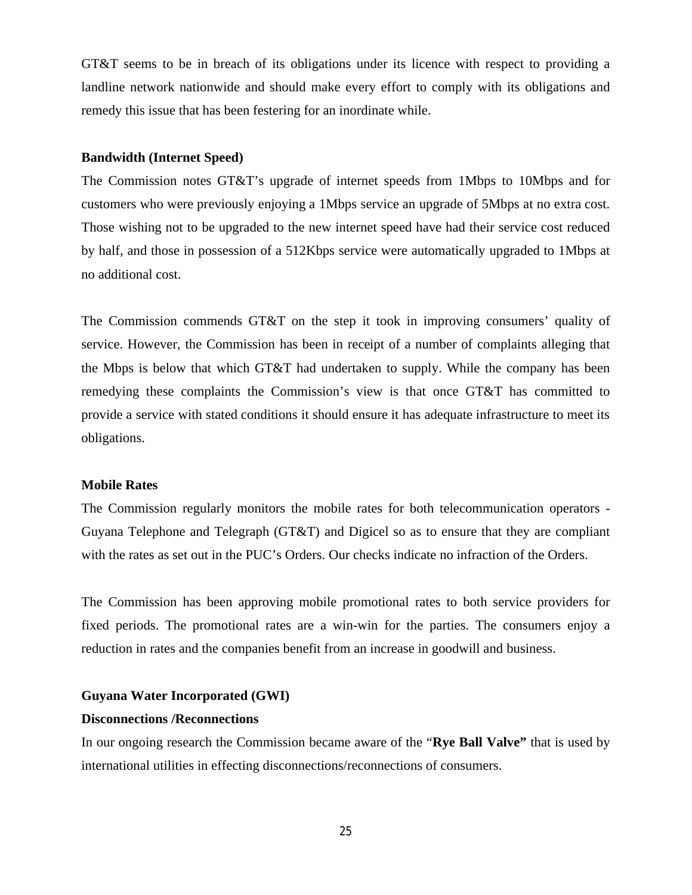GT&T seems to be in breach of its obligations under its licence with respect to providing a landline network nationwide and should make every effort to comply with its obligations and remedy this issue that has been festering for an inordinate while.

**Bandwidth (Internet Speed)**

The Commission notes GT&T's upgrade of internet speeds from 1Mbps to 10Mbps and for customers who were previously enjoying a 1Mbps service an upgrade of 5Mbps at no extra cost. Those wishing not to be upgraded to the new internet speed have had their service cost reduced by half, and those in possession of a 512Kbps service were automatically upgraded to 1Mbps at no additional cost.

The Commission commends GT&T on the step it took in improving consumers' quality of service. However, the Commission has been in receipt of a number of complaints alleging that the Mbps is below that which GT&T had undertaken to supply. While the company has been remedying these complaints the Commission's view is that once GT&T has committed to provide a service with stated conditions it should ensure it has adequate infrastructure to meet its obligations.

**Mobile Rates**

The Commission regularly monitors the mobile rates for both telecommunication operators - Guyana Telephone and Telegraph (GT&T) and Digicel so as to ensure that they are compliant with the rates as set out in the PUC's Orders. Our checks indicate no infraction of the Orders.

The Commission has been approving mobile promotional rates to both service providers for fixed periods. The promotional rates are a win-win for the parties. The consumers enjoy a reduction in rates and the companies benefit from an increase in goodwill and business.

**Guyana Water Incorporated (GWI)**

**Disconnections /Reconnections**

In our ongoing research the Commission became aware of the "**Rye Ball Valve"** that is used by international utilities in effecting disconnections/reconnections of consumers.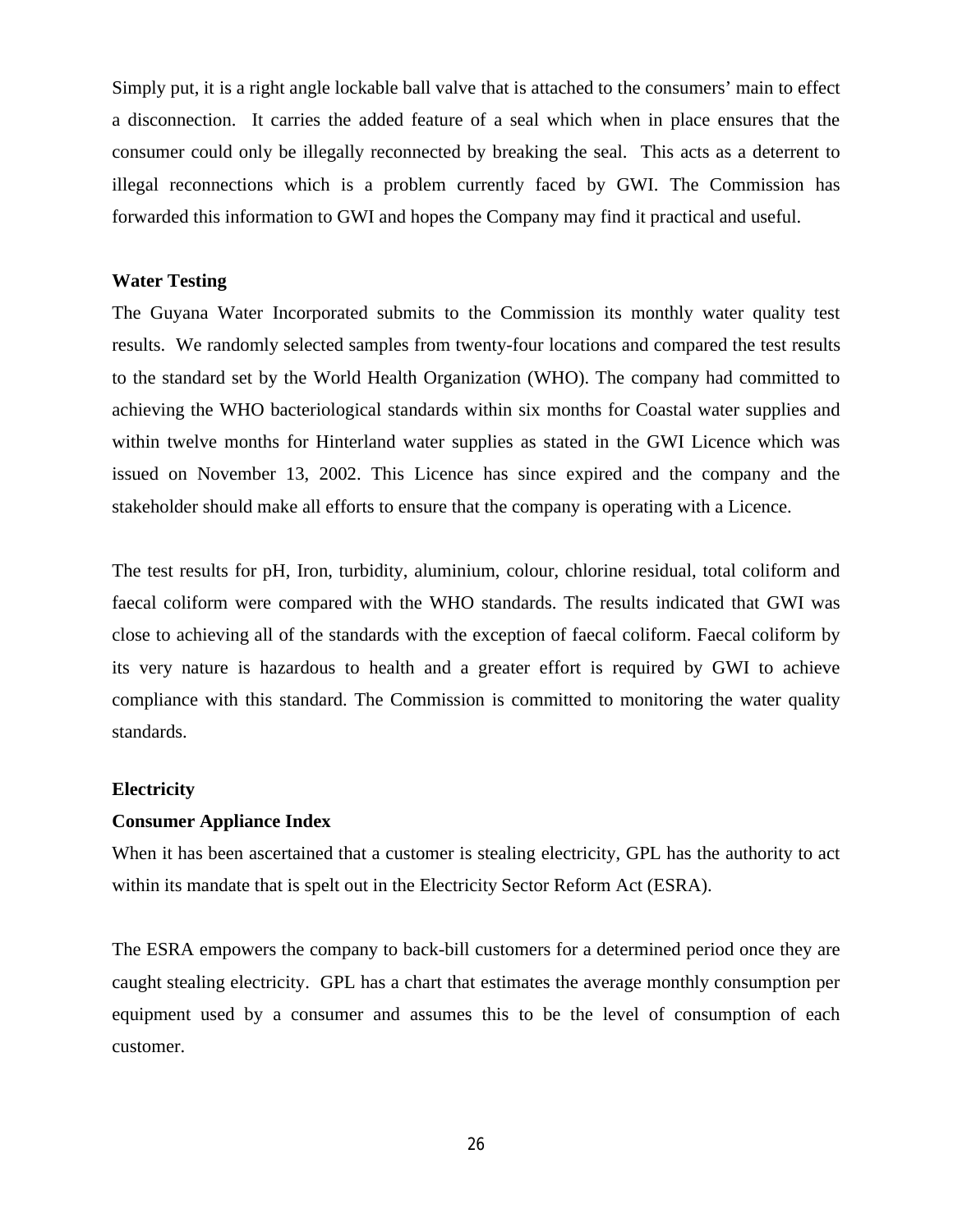Simply put, it is a right angle lockable ball valve that is attached to the consumers' main to effect a disconnection. It carries the added feature of a seal which when in place ensures that the consumer could only be illegally reconnected by breaking the seal. This acts as a deterrent to illegal reconnections which is a problem currently faced by GWI. The Commission has forwarded this information to GWI and hopes the Company may find it practical and useful.

**Water Testing**

The Guyana Water Incorporated submits to the Commission its monthly water quality test results. We randomly selected samples from twenty-four locations and compared the test results to the standard set by the World Health Organization (WHO). The company had committed to achieving the WHO bacteriological standards within six months for Coastal water supplies and within twelve months for Hinterland water supplies as stated in the GWI Licence which was issued on November 13, 2002. This Licence has since expired and the company and the stakeholder should make all efforts to ensure that the company is operating with a Licence.

The test results for pH, Iron, turbidity, aluminium, colour, chlorine residual, total coliform and faecal coliform were compared with the WHO standards. The results indicated that GWI was close to achieving all of the standards with the exception of faecal coliform. Faecal coliform by its very nature is hazardous to health and a greater effort is required by GWI to achieve compliance with this standard. The Commission is committed to monitoring the water quality standards.

**Electricity**

**Consumer Appliance Index**

When it has been ascertained that a customer is stealing electricity, GPL has the authority to act within its mandate that is spelt out in the Electricity Sector Reform Act (ESRA).

The ESRA empowers the company to back-bill customers for a determined period once they are caught stealing electricity. GPL has a chart that estimates the average monthly consumption per equipment used by a consumer and assumes this to be the level of consumption of each customer.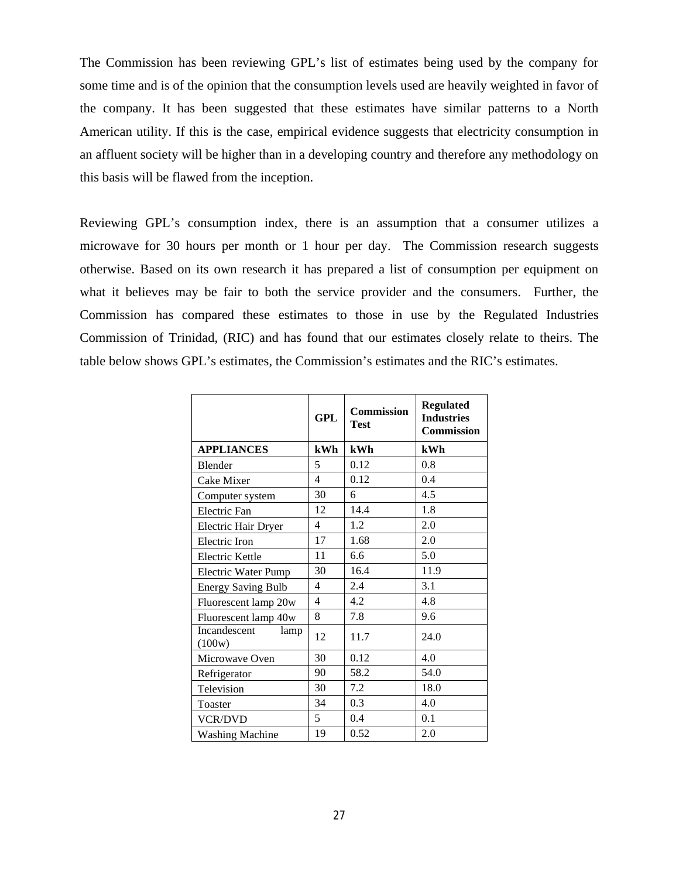The Commission has been reviewing GPL's list of estimates being used by the company for some time and is of the opinion that the consumption levels used are heavily weighted in favor of the company. It has been suggested that these estimates have similar patterns to a North American utility. If this is the case, empirical evidence suggests that electricity consumption in an affluent society will be higher than in a developing country and therefore any methodology on this basis will be flawed from the inception.

Reviewing GPL's consumption index, there is an assumption that a consumer utilizes a microwave for 30 hours per month or 1 hour per day. The Commission research suggests otherwise. Based on its own research it has prepared a list of consumption per equipment on what it believes may be fair to both the service provider and the consumers. Further, the Commission has compared these estimates to those in use by the Regulated Industries Commission of Trinidad, (RIC) and has found that our estimates closely relate to theirs. The table below shows GPL's estimates, the Commission's estimates and the RIC's estimates.

| | **GPL** | **Commission Test** | **Regulated Industries Commission** |
|---|---|---|---|
| **APPLIANCES** | **kWh** | **kWh** | **kWh** |
| Blender | 5 | 0.12 | 0.8 |
| Cake Mixer | 4 | 0.12 | 0.4 |
| Computer system | 30 | 6 | 4.5 |
| Electric Fan | 12 | 14.4 | 1.8 |
| Electric Hair Dryer | 4 | 1.2 | 2.0 |
| Electric Iron | 17 | 1.68 | 2.0 |
| Electric Kettle | 11 | 6.6 | 5.0 |
| Electric Water Pump | 30 | 16.4 | 11.9 |
| Energy Saving Bulb | 4 | 2.4 | 3.1 |
| Fluorescent lamp 20w | 4 | 4.2 | 4.8 |
| Fluorescent lamp 40w | 8 | 7.8 | 9.6 |
| Incandescent lamp (100w) | 12 | 11.7 | 24.0 |
| Microwave Oven | 30 | 0.12 | 4.0 |
| Refrigerator | 90 | 58.2 | 54.0 |
| Television | 30 | 7.2 | 18.0 |
| Toaster | 34 | 0.3 | 4.0 |
| VCR/DVD | 5 | 0.4 | 0.1 |
| Washing Machine | 19 | 0.52 | 2.0 |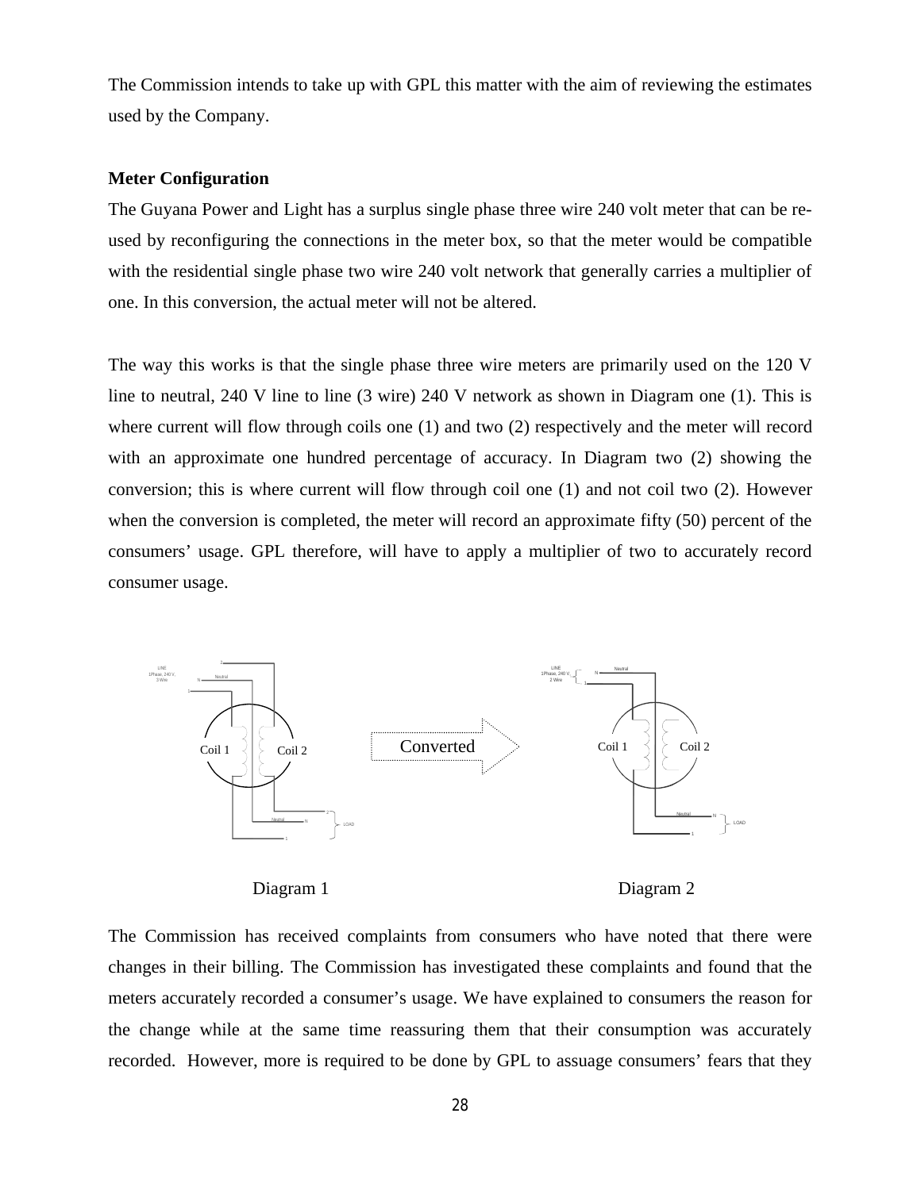The Commission intends to take up with GPL this matter with the aim of reviewing the estimates used by the Company.

**Meter Configuration**

The Guyana Power and Light has a surplus single phase three wire 240 volt meter that can be re-used by reconfiguring the connections in the meter box, so that the meter would be compatible with the residential single phase two wire 240 volt network that generally carries a multiplier of one. In this conversion, the actual meter will not be altered.

The way this works is that the single phase three wire meters are primarily used on the 120 V line to neutral, 240 V line to line (3 wire) 240 V network as shown in Diagram one (1). This is where current will flow through coils one (1) and two (2) respectively and the meter will record with an approximate one hundred percentage of accuracy. In Diagram two (2) showing the conversion; this is where current will flow through coil one (1) and not coil two (2). However when the conversion is completed, the meter will record an approximate fifty (50) percent of the consumers' usage. GPL therefore, will have to apply a multiplier of two to accurately record consumer usage.

Diagram 1 Diagram 2

The Commission has received complaints from consumers who have noted that there were changes in their billing. The Commission has investigated these complaints and found that the meters accurately recorded a consumer's usage. We have explained to consumers the reason for the change while at the same time reassuring them that their consumption was accurately recorded. However, more is required to be done by GPL to assuage consumers' fears that they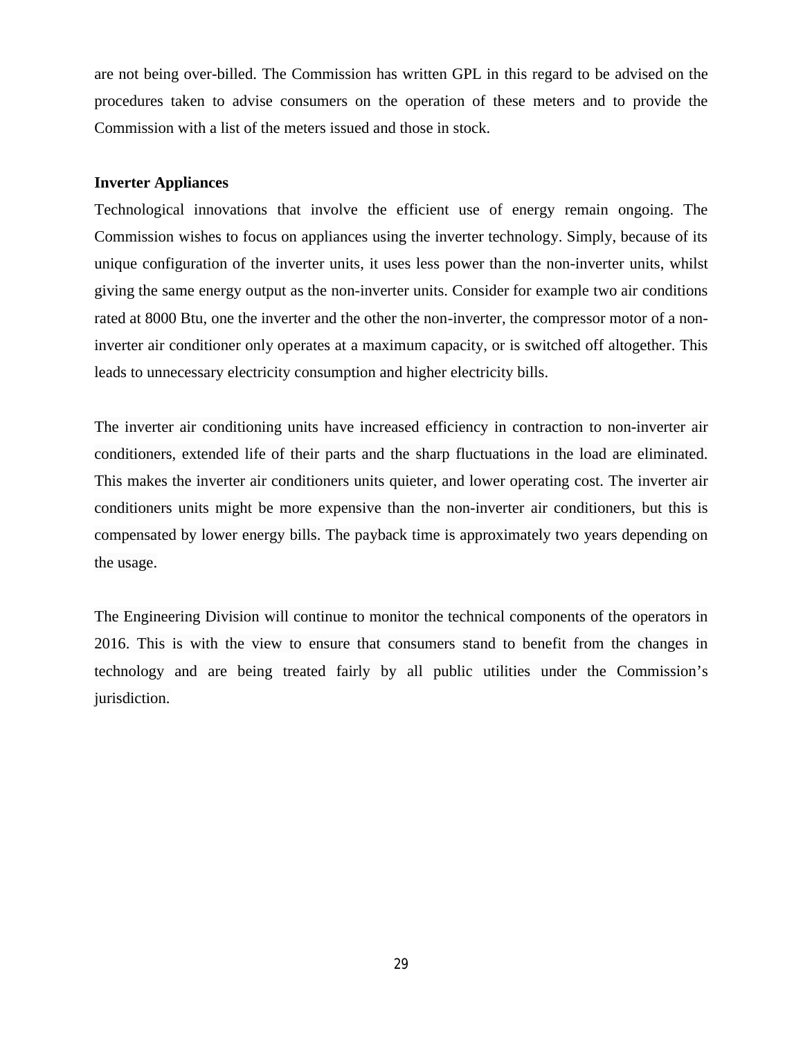are not being over-billed. The Commission has written GPL in this regard to be advised on the procedures taken to advise consumers on the operation of these meters and to provide the Commission with a list of the meters issued and those in stock.

**Inverter Appliances**

Technological innovations that involve the efficient use of energy remain ongoing. The Commission wishes to focus on appliances using the inverter technology. Simply, because of its unique configuration of the inverter units, it uses less power than the non-inverter units, whilst giving the same energy output as the non-inverter units. Consider for example two air conditions rated at 8000 Btu, one the inverter and the other the non-inverter, the compressor motor of a non-inverter air conditioner only operates at a maximum capacity, or is switched off altogether. This leads to unnecessary electricity consumption and higher electricity bills.

The inverter air conditioning units have increased efficiency in contraction to non-inverter air conditioners, extended life of their parts and the sharp fluctuations in the load are eliminated. This makes the inverter air conditioners units quieter, and lower operating cost. The inverter air conditioners units might be more expensive than the non-inverter air conditioners, but this is compensated by lower energy bills. The payback time is approximately two years depending on the usage.

The Engineering Division will continue to monitor the technical components of the operators in 2016. This is with the view to ensure that consumers stand to benefit from the changes in technology and are being treated fairly by all public utilities under the Commission's jurisdiction.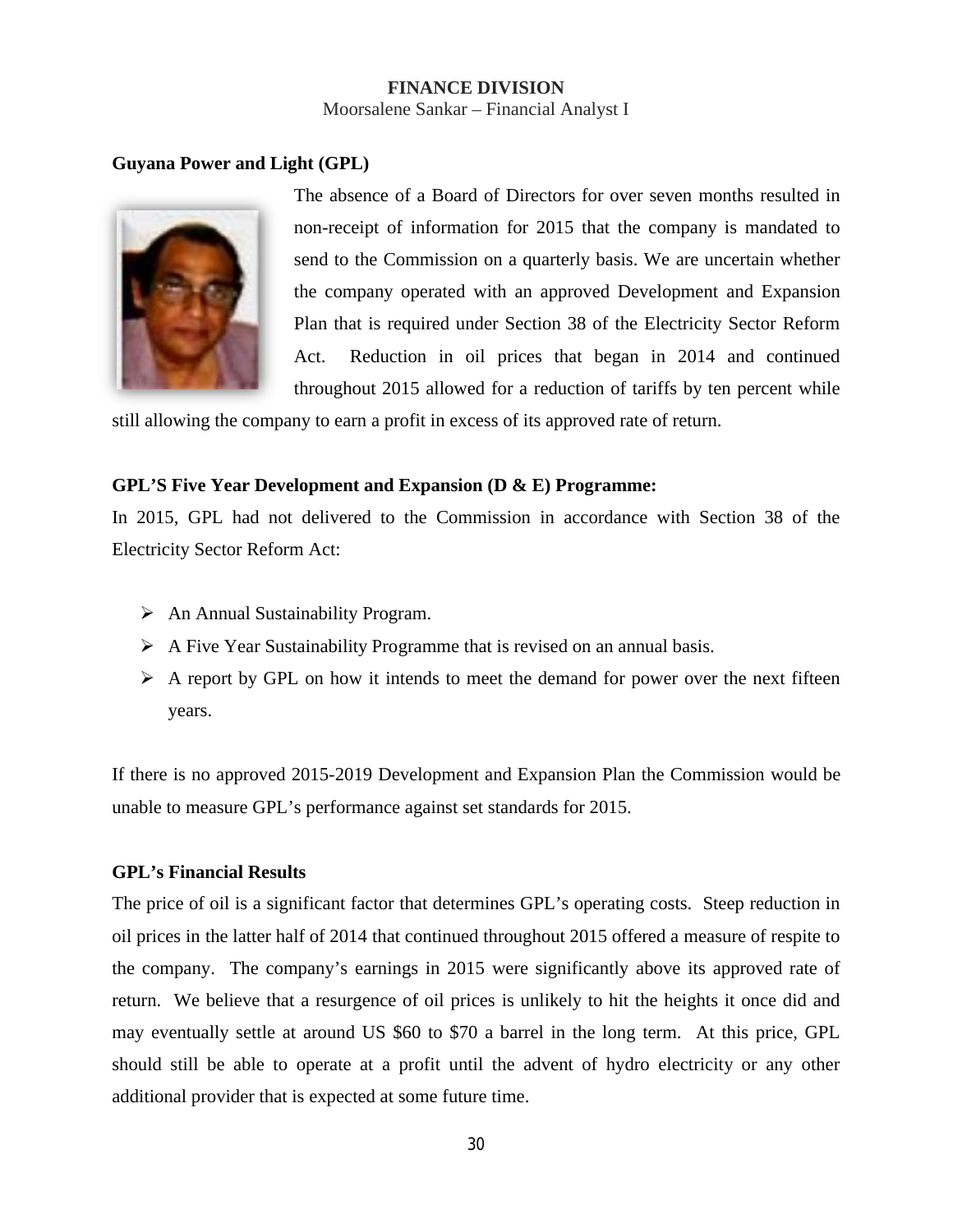**FINANCE DIVISION**

Moorsalene Sankar – Financial Analyst I

**Guyana Power and Light (GPL)**

The absence of a Board of Directors for over seven months resulted in non-receipt of information for 2015 that the company is mandated to send to the Commission on a quarterly basis. We are uncertain whether the company operated with an approved Development and Expansion Plan that is required under Section 38 of the Electricity Sector Reform Act. Reduction in oil prices that began in 2014 and continued throughout 2015 allowed for a reduction of tariffs by ten percent while still allowing the company to earn a profit in excess of its approved rate of return.

**GPL'S Five Year Development and Expansion (D & E) Programme:**

In 2015, GPL had not delivered to the Commission in accordance with Section 38 of the Electricity Sector Reform Act:

- An Annual Sustainability Program.
- A Five Year Sustainability Programme that is revised on an annual basis.
- A report by GPL on how it intends to meet the demand for power over the next fifteen years.

If there is no approved 2015-2019 Development and Expansion Plan the Commission would be unable to measure GPL's performance against set standards for 2015.

**GPL's Financial Results**

The price of oil is a significant factor that determines GPL's operating costs. Steep reduction in oil prices in the latter half of 2014 that continued throughout 2015 offered a measure of respite to the company. The company's earnings in 2015 were significantly above its approved rate of return. We believe that a resurgence of oil prices is unlikely to hit the heights it once did and may eventually settle at around US $60 to $70 a barrel in the long term. At this price, GPL should still be able to operate at a profit until the advent of hydro electricity or any other additional provider that is expected at some future time.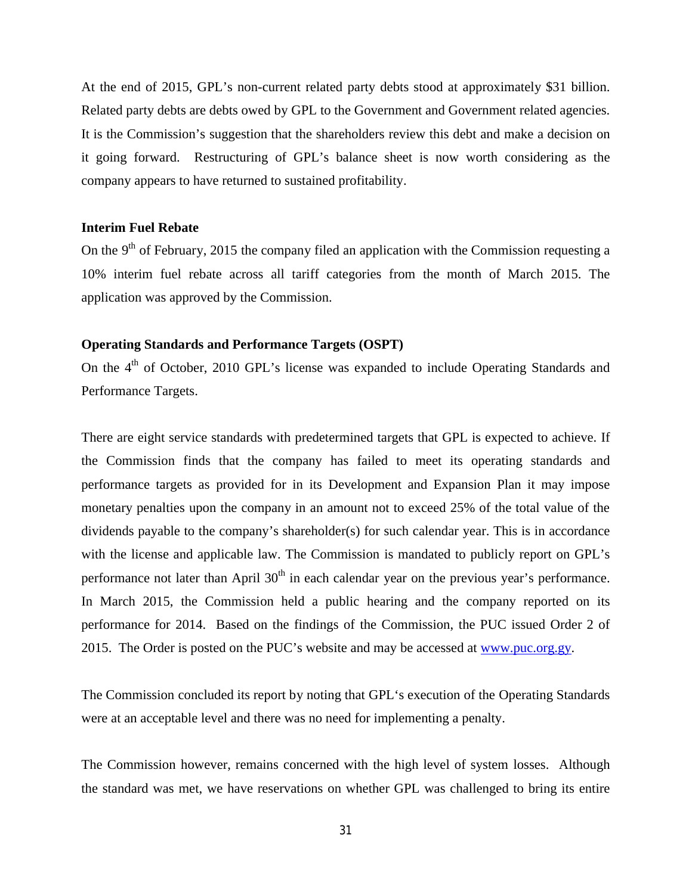At the end of 2015, GPL's non-current related party debts stood at approximately $31 billion. Related party debts are debts owed by GPL to the Government and Government related agencies. It is the Commission's suggestion that the shareholders review this debt and make a decision on it going forward. Restructuring of GPL's balance sheet is now worth considering as the company appears to have returned to sustained profitability.

**Interim Fuel Rebate**

On the 9th of February, 2015 the company filed an application with the Commission requesting a 10% interim fuel rebate across all tariff categories from the month of March 2015. The application was approved by the Commission.

**Operating Standards and Performance Targets (OSPT)**

On the 4th of October, 2010 GPL's license was expanded to include Operating Standards and Performance Targets.

There are eight service standards with predetermined targets that GPL is expected to achieve. If the Commission finds that the company has failed to meet its operating standards and performance targets as provided for in its Development and Expansion Plan it may impose monetary penalties upon the company in an amount not to exceed 25% of the total value of the dividends payable to the company's shareholder(s) for such calendar year. This is in accordance with the license and applicable law. The Commission is mandated to publicly report on GPL's performance not later than April 30th in each calendar year on the previous year's performance. In March 2015, the Commission held a public hearing and the company reported on its performance for 2014. Based on the findings of the Commission, the PUC issued Order 2 of 2015. The Order is posted on the PUC's website and may be accessed at [www.puc.org.gy](http://www.puc.org.gy).

The Commission concluded its report by noting that GPL's execution of the Operating Standards were at an acceptable level and there was no need for implementing a penalty.

The Commission however, remains concerned with the high level of system losses. Although the standard was met, we have reservations on whether GPL was challenged to bring its entire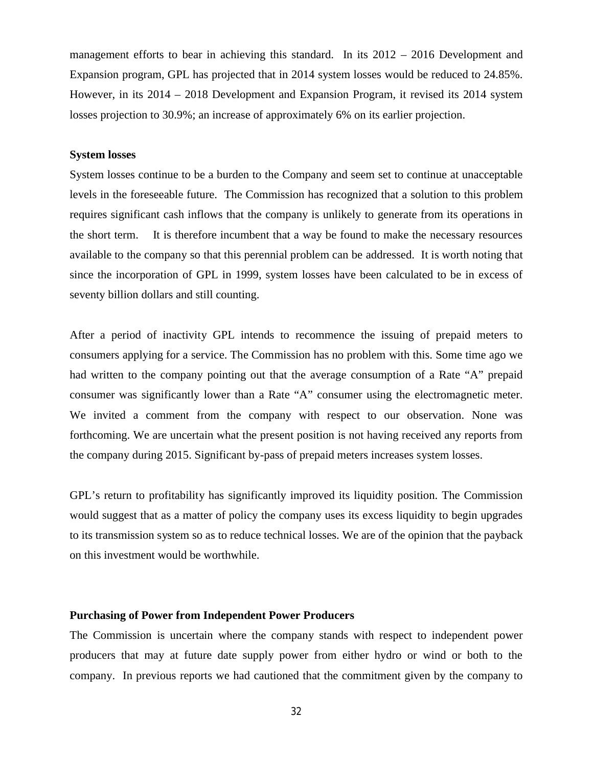management efforts to bear in achieving this standard. In its 2012 – 2016 Development and Expansion program, GPL has projected that in 2014 system losses would be reduced to 24.85%. However, in its 2014 – 2018 Development and Expansion Program, it revised its 2014 system losses projection to 30.9%; an increase of approximately 6% on its earlier projection.

**System losses**

System losses continue to be a burden to the Company and seem set to continue at unacceptable levels in the foreseeable future. The Commission has recognized that a solution to this problem requires significant cash inflows that the company is unlikely to generate from its operations in the short term. It is therefore incumbent that a way be found to make the necessary resources available to the company so that this perennial problem can be addressed. It is worth noting that since the incorporation of GPL in 1999, system losses have been calculated to be in excess of seventy billion dollars and still counting.

After a period of inactivity GPL intends to recommence the issuing of prepaid meters to consumers applying for a service. The Commission has no problem with this. Some time ago we had written to the company pointing out that the average consumption of a Rate "A" prepaid consumer was significantly lower than a Rate "A" consumer using the electromagnetic meter. We invited a comment from the company with respect to our observation. None was forthcoming. We are uncertain what the present position is not having received any reports from the company during 2015. Significant by-pass of prepaid meters increases system losses.

GPL's return to profitability has significantly improved its liquidity position. The Commission would suggest that as a matter of policy the company uses its excess liquidity to begin upgrades to its transmission system so as to reduce technical losses. We are of the opinion that the payback on this investment would be worthwhile.

**Purchasing of Power from Independent Power Producers**

The Commission is uncertain where the company stands with respect to independent power producers that may at future date supply power from either hydro or wind or both to the company. In previous reports we had cautioned that the commitment given by the company to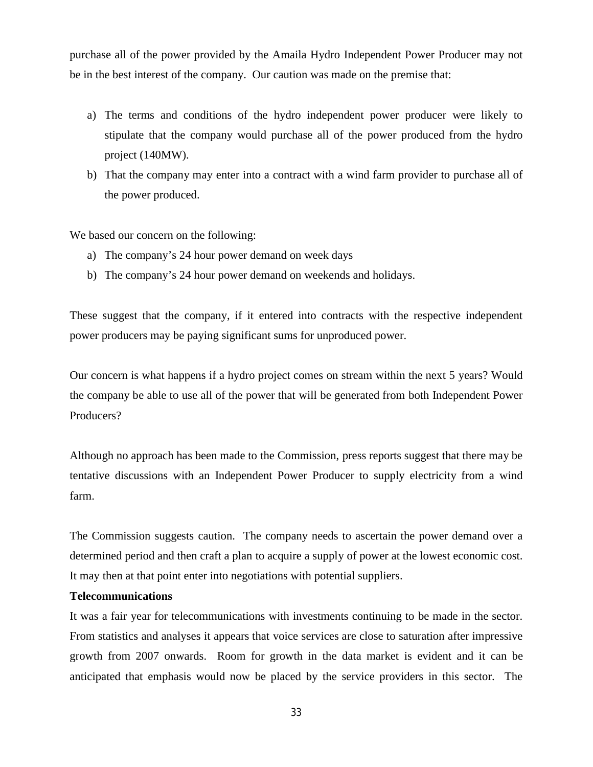purchase all of the power provided by the Amaila Hydro Independent Power Producer may not be in the best interest of the company. Our caution was made on the premise that:

a) The terms and conditions of the hydro independent power producer were likely to stipulate that the company would purchase all of the power produced from the hydro project (140MW).
b) That the company may enter into a contract with a wind farm provider to purchase all of the power produced.

We based our concern on the following:

a) The company's 24 hour power demand on week days
b) The company's 24 hour power demand on weekends and holidays.

These suggest that the company, if it entered into contracts with the respective independent power producers may be paying significant sums for unproduced power.

Our concern is what happens if a hydro project comes on stream within the next 5 years? Would the company be able to use all of the power that will be generated from both Independent Power Producers?

Although no approach has been made to the Commission, press reports suggest that there may be tentative discussions with an Independent Power Producer to supply electricity from a wind farm.

The Commission suggests caution. The company needs to ascertain the power demand over a determined period and then craft a plan to acquire a supply of power at the lowest economic cost. It may then at that point enter into negotiations with potential suppliers.

**Telecommunications**

It was a fair year for telecommunications with investments continuing to be made in the sector. From statistics and analyses it appears that voice services are close to saturation after impressive growth from 2007 onwards. Room for growth in the data market is evident and it can be anticipated that emphasis would now be placed by the service providers in this sector. The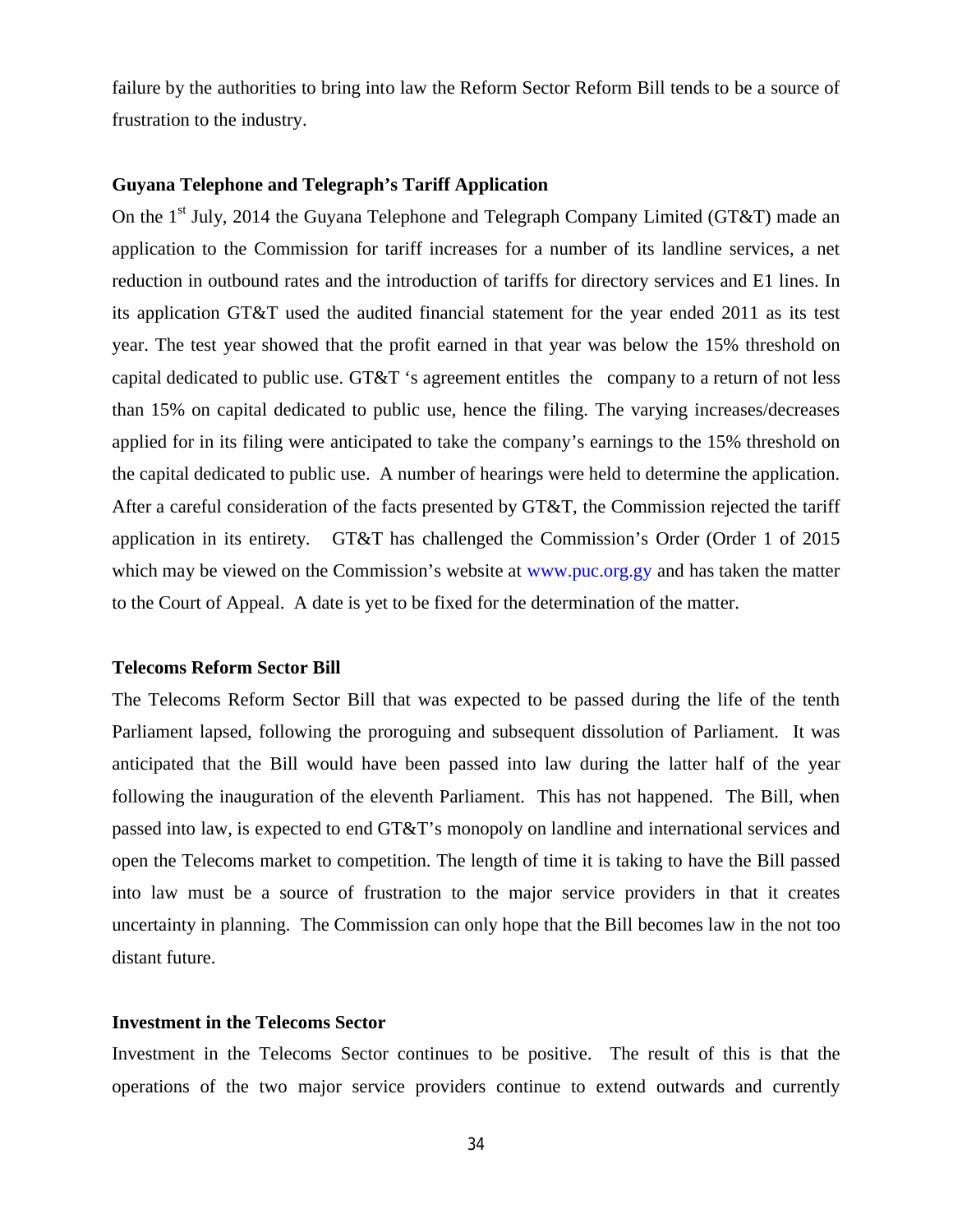failure by the authorities to bring into law the Reform Sector Reform Bill tends to be a source of frustration to the industry.

### Guyana Telephone and Telegraph's Tariff Application

On the 1st July, 2014 the Guyana Telephone and Telegraph Company Limited (GT&T) made an application to the Commission for tariff increases for a number of its landline services, a net reduction in outbound rates and the introduction of tariffs for directory services and E1 lines. In its application GT&T used the audited financial statement for the year ended 2011 as its test year. The test year showed that the profit earned in that year was below the 15% threshold on capital dedicated to public use. GT&T 's agreement entitles the company to a return of not less than 15% on capital dedicated to public use, hence the filing. The varying increases/decreases applied for in its filing were anticipated to take the company's earnings to the 15% threshold on the capital dedicated to public use. A number of hearings were held to determine the application. After a careful consideration of the facts presented by GT&T, the Commission rejected the tariff application in its entirety. GT&T has challenged the Commission's Order (Order 1 of 2015 which may be viewed on the Commission's website at www.puc.org.gy and has taken the matter to the Court of Appeal. A date is yet to be fixed for the determination of the matter.

### Telecoms Reform Sector Bill

The Telecoms Reform Sector Bill that was expected to be passed during the life of the tenth Parliament lapsed, following the proroguing and subsequent dissolution of Parliament. It was anticipated that the Bill would have been passed into law during the latter half of the year following the inauguration of the eleventh Parliament. This has not happened. The Bill, when passed into law, is expected to end GT&T's monopoly on landline and international services and open the Telecoms market to competition. The length of time it is taking to have the Bill passed into law must be a source of frustration to the major service providers in that it creates uncertainty in planning. The Commission can only hope that the Bill becomes law in the not too distant future.

### Investment in the Telecoms Sector

Investment in the Telecoms Sector continues to be positive. The result of this is that the operations of the two major service providers continue to extend outwards and currently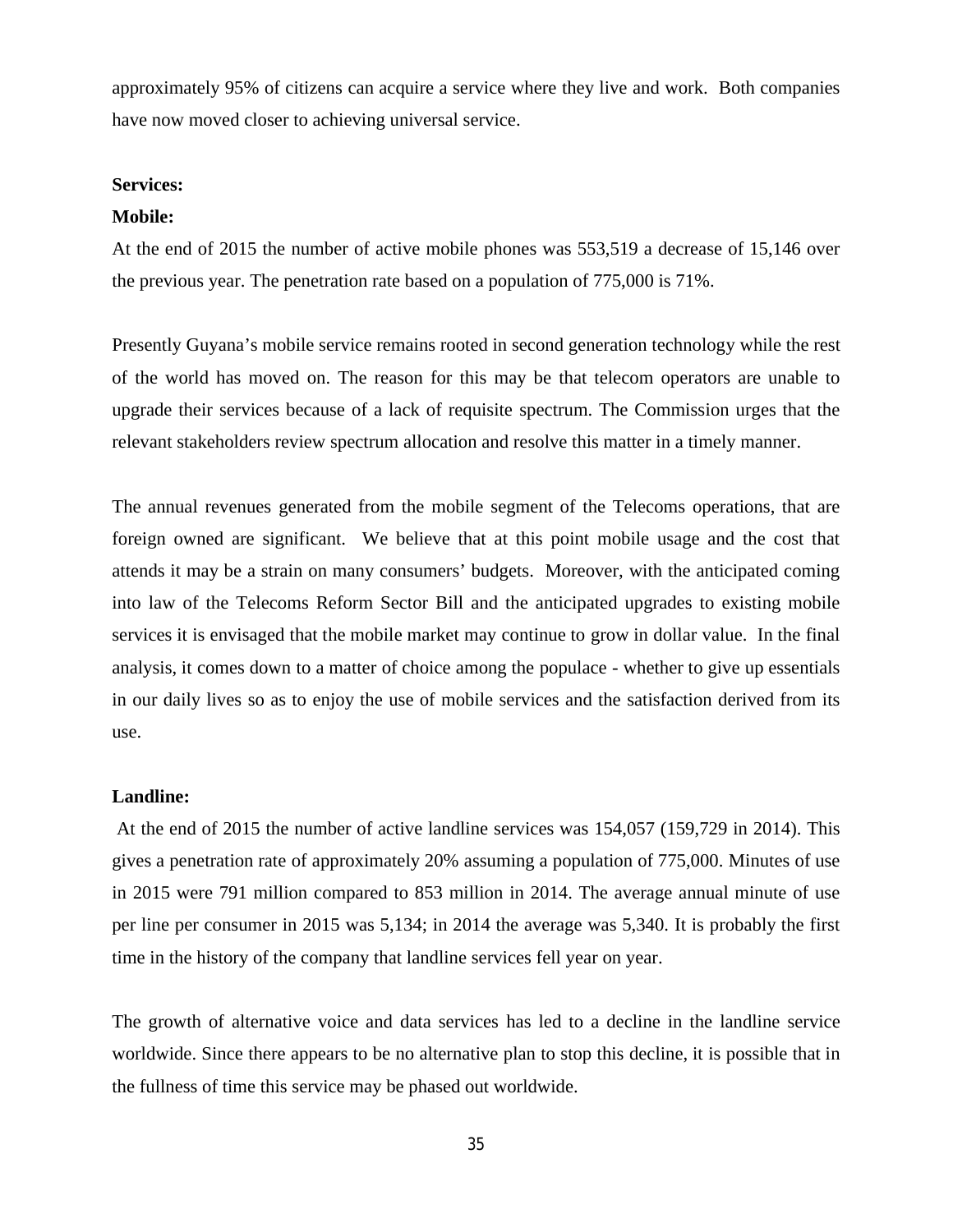approximately 95% of citizens can acquire a service where they live and work. Both companies have now moved closer to achieving universal service.

**Services:**

**Mobile:**

At the end of 2015 the number of active mobile phones was 553,519 a decrease of 15,146 over the previous year. The penetration rate based on a population of 775,000 is 71%.

Presently Guyana's mobile service remains rooted in second generation technology while the rest of the world has moved on. The reason for this may be that telecom operators are unable to upgrade their services because of a lack of requisite spectrum. The Commission urges that the relevant stakeholders review spectrum allocation and resolve this matter in a timely manner.

The annual revenues generated from the mobile segment of the Telecoms operations, that are foreign owned are significant. We believe that at this point mobile usage and the cost that attends it may be a strain on many consumers' budgets. Moreover, with the anticipated coming into law of the Telecoms Reform Sector Bill and the anticipated upgrades to existing mobile services it is envisaged that the mobile market may continue to grow in dollar value. In the final analysis, it comes down to a matter of choice among the populace - whether to give up essentials in our daily lives so as to enjoy the use of mobile services and the satisfaction derived from its use.

**Landline:**

At the end of 2015 the number of active landline services was 154,057 (159,729 in 2014). This gives a penetration rate of approximately 20% assuming a population of 775,000. Minutes of use in 2015 were 791 million compared to 853 million in 2014. The average annual minute of use per line per consumer in 2015 was 5,134; in 2014 the average was 5,340. It is probably the first time in the history of the company that landline services fell year on year.

The growth of alternative voice and data services has led to a decline in the landline service worldwide. Since there appears to be no alternative plan to stop this decline, it is possible that in the fullness of time this service may be phased out worldwide.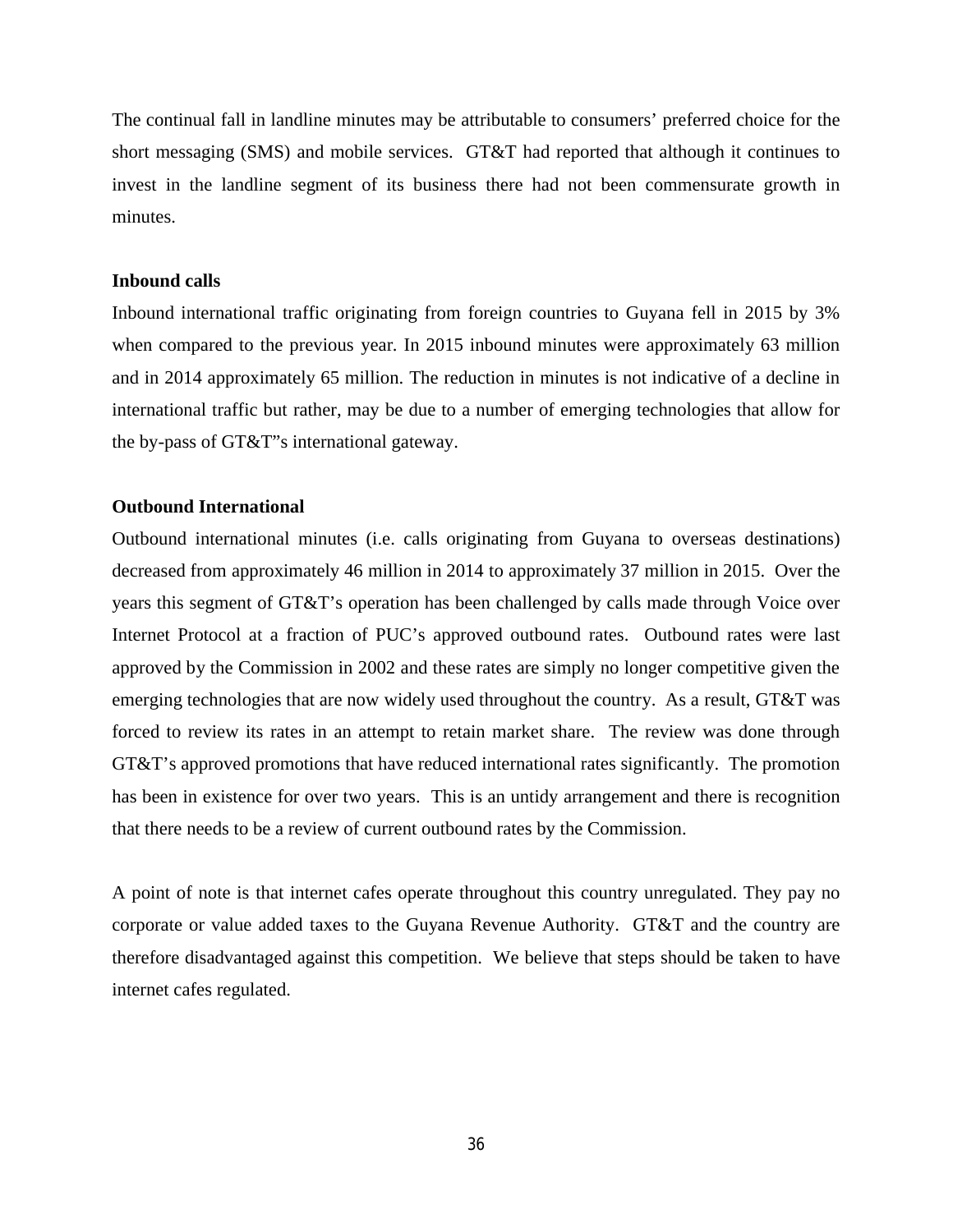The continual fall in landline minutes may be attributable to consumers' preferred choice for the short messaging (SMS) and mobile services. GT&T had reported that although it continues to invest in the landline segment of its business there had not been commensurate growth in minutes.

**Inbound calls**

Inbound international traffic originating from foreign countries to Guyana fell in 2015 by 3% when compared to the previous year. In 2015 inbound minutes were approximately 63 million and in 2014 approximately 65 million. The reduction in minutes is not indicative of a decline in international traffic but rather, may be due to a number of emerging technologies that allow for the by-pass of GT&T"s international gateway.

**Outbound International**

Outbound international minutes (i.e. calls originating from Guyana to overseas destinations) decreased from approximately 46 million in 2014 to approximately 37 million in 2015. Over the years this segment of GT&T's operation has been challenged by calls made through Voice over Internet Protocol at a fraction of PUC's approved outbound rates. Outbound rates were last approved by the Commission in 2002 and these rates are simply no longer competitive given the emerging technologies that are now widely used throughout the country. As a result, GT&T was forced to review its rates in an attempt to retain market share. The review was done through GT&T's approved promotions that have reduced international rates significantly. The promotion has been in existence for over two years. This is an untidy arrangement and there is recognition that there needs to be a review of current outbound rates by the Commission.

A point of note is that internet cafes operate throughout this country unregulated. They pay no corporate or value added taxes to the Guyana Revenue Authority. GT&T and the country are therefore disadvantaged against this competition. We believe that steps should be taken to have internet cafes regulated.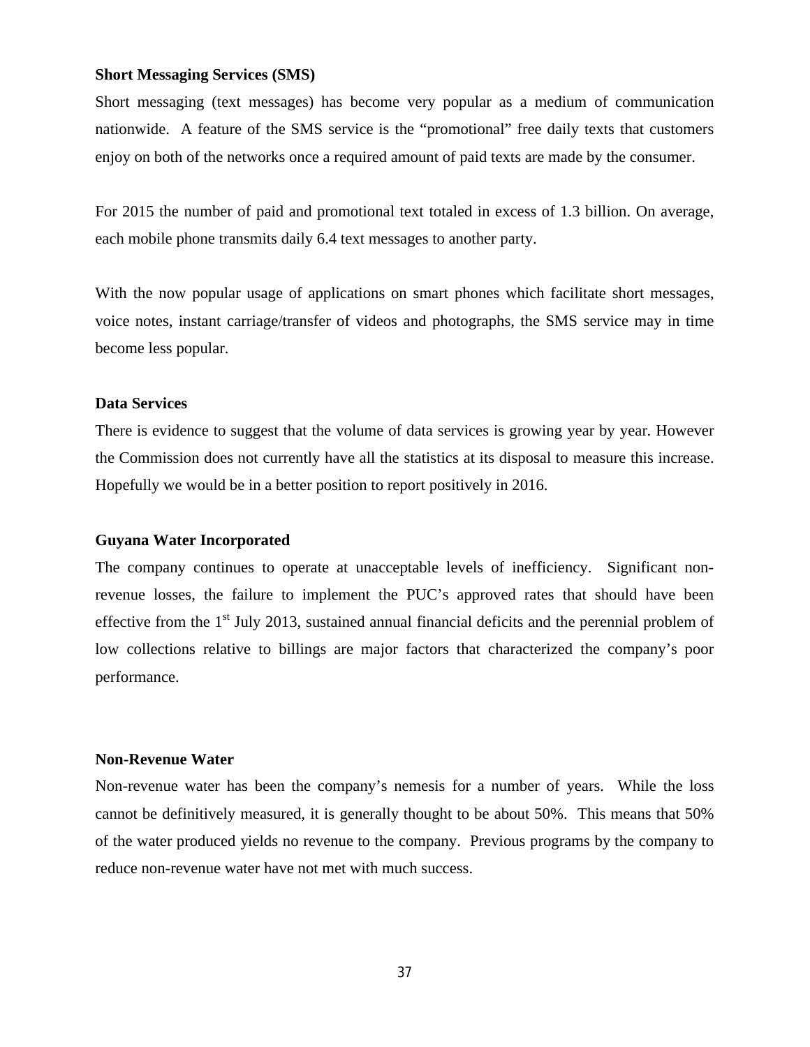**Short Messaging Services (SMS)**

Short messaging (text messages) has become very popular as a medium of communication nationwide. A feature of the SMS service is the "promotional" free daily texts that customers enjoy on both of the networks once a required amount of paid texts are made by the consumer.

For 2015 the number of paid and promotional text totaled in excess of 1.3 billion. On average, each mobile phone transmits daily 6.4 text messages to another party.

With the now popular usage of applications on smart phones which facilitate short messages, voice notes, instant carriage/transfer of videos and photographs, the SMS service may in time become less popular.

**Data Services**

There is evidence to suggest that the volume of data services is growing year by year. However the Commission does not currently have all the statistics at its disposal to measure this increase. Hopefully we would be in a better position to report positively in 2016.

**Guyana Water Incorporated**

The company continues to operate at unacceptable levels of inefficiency. Significant non-revenue losses, the failure to implement the PUC's approved rates that should have been effective from the 1st July 2013, sustained annual financial deficits and the perennial problem of low collections relative to billings are major factors that characterized the company's poor performance.

**Non-Revenue Water**

Non-revenue water has been the company's nemesis for a number of years. While the loss cannot be definitively measured, it is generally thought to be about 50%. This means that 50% of the water produced yields no revenue to the company. Previous programs by the company to reduce non-revenue water have not met with much success.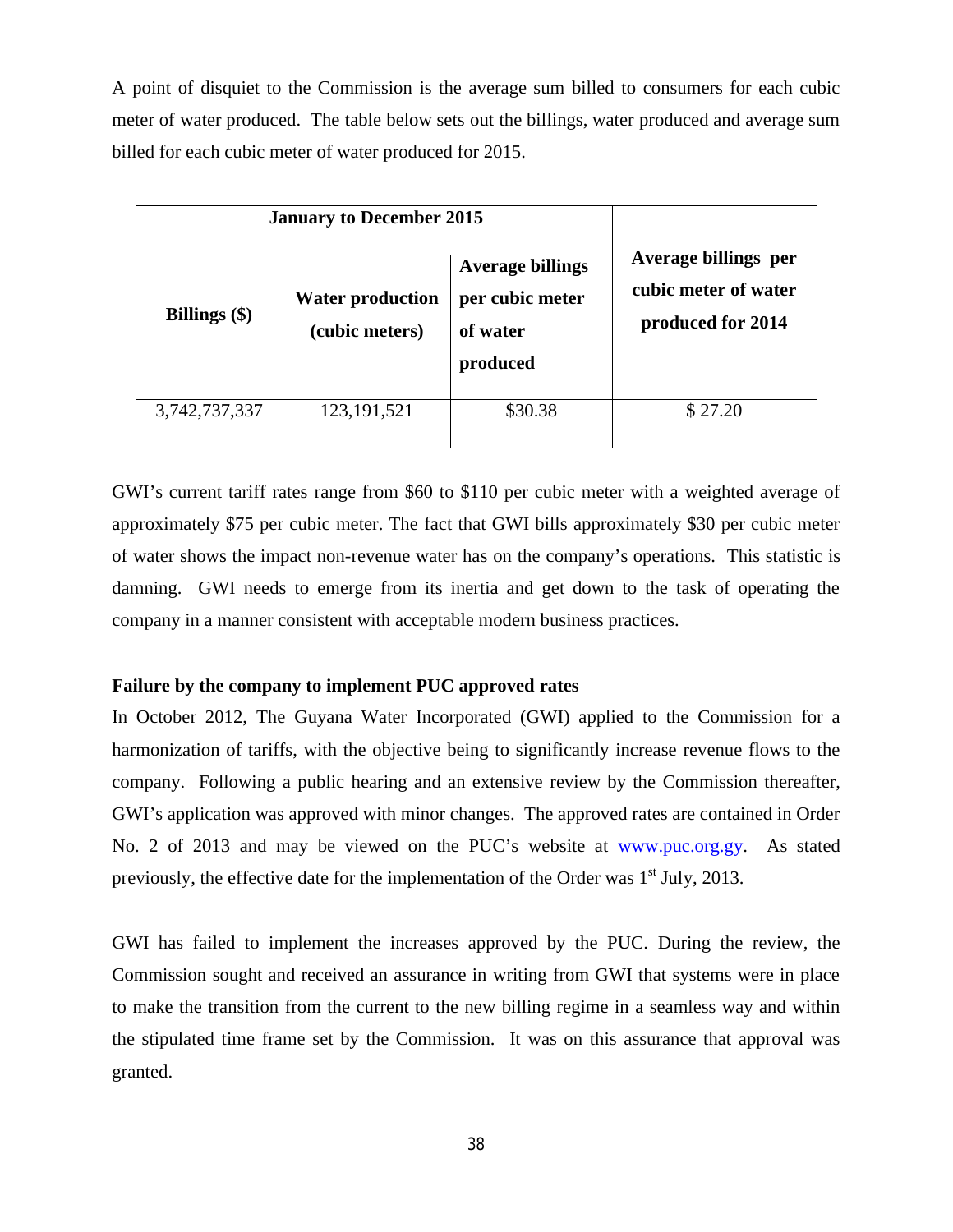A point of disquiet to the Commission is the average sum billed to consumers for each cubic meter of water produced. The table below sets out the billings, water produced and average sum billed for each cubic meter of water produced for 2015.

| January to December 2015 | | | Average billings per cubic meter of water produced for 2014 |
|---|---|---|---|
| **Billings ($)** | **Water production (cubic meters)** | **Average billings per cubic meter of water produced** | |
| 3,742,737,337 | 123,191,521 | $30.38 | $ 27.20 |

GWI's current tariff rates range from $60 to $110 per cubic meter with a weighted average of approximately $75 per cubic meter. The fact that GWI bills approximately $30 per cubic meter of water shows the impact non-revenue water has on the company's operations. This statistic is damning. GWI needs to emerge from its inertia and get down to the task of operating the company in a manner consistent with acceptable modern business practices.

**Failure by the company to implement PUC approved rates**

In October 2012, The Guyana Water Incorporated (GWI) applied to the Commission for a harmonization of tariffs, with the objective being to significantly increase revenue flows to the company. Following a public hearing and an extensive review by the Commission thereafter, GWI's application was approved with minor changes. The approved rates are contained in Order No. 2 of 2013 and may be viewed on the PUC's website at www.puc.org.gy. As stated previously, the effective date for the implementation of the Order was 1st July, 2013.

GWI has failed to implement the increases approved by the PUC. During the review, the Commission sought and received an assurance in writing from GWI that systems were in place to make the transition from the current to the new billing regime in a seamless way and within the stipulated time frame set by the Commission. It was on this assurance that approval was granted.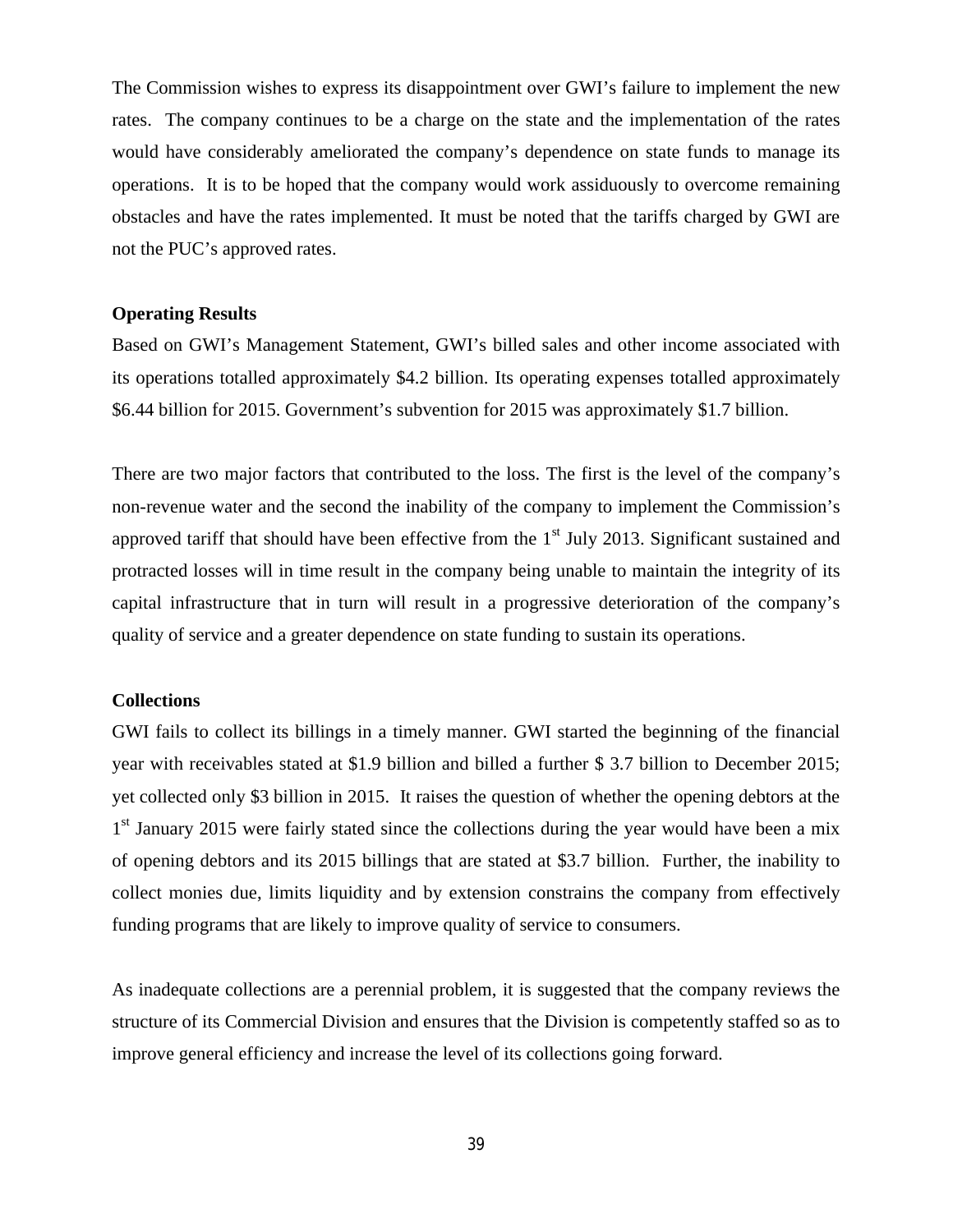The Commission wishes to express its disappointment over GWI's failure to implement the new rates. The company continues to be a charge on the state and the implementation of the rates would have considerably ameliorated the company's dependence on state funds to manage its operations. It is to be hoped that the company would work assiduously to overcome remaining obstacles and have the rates implemented. It must be noted that the tariffs charged by GWI are not the PUC's approved rates.

**Operating Results**

Based on GWI's Management Statement, GWI's billed sales and other income associated with its operations totalled approximately $4.2 billion. Its operating expenses totalled approximately $6.44 billion for 2015. Government's subvention for 2015 was approximately $1.7 billion.

There are two major factors that contributed to the loss. The first is the level of the company's non-revenue water and the second the inability of the company to implement the Commission's approved tariff that should have been effective from the 1st July 2013. Significant sustained and protracted losses will in time result in the company being unable to maintain the integrity of its capital infrastructure that in turn will result in a progressive deterioration of the company's quality of service and a greater dependence on state funding to sustain its operations.

**Collections**

GWI fails to collect its billings in a timely manner. GWI started the beginning of the financial year with receivables stated at $1.9 billion and billed a further $ 3.7 billion to December 2015; yet collected only $3 billion in 2015. It raises the question of whether the opening debtors at the 1st January 2015 were fairly stated since the collections during the year would have been a mix of opening debtors and its 2015 billings that are stated at $3.7 billion. Further, the inability to collect monies due, limits liquidity and by extension constrains the company from effectively funding programs that are likely to improve quality of service to consumers.

As inadequate collections are a perennial problem, it is suggested that the company reviews the structure of its Commercial Division and ensures that the Division is competently staffed so as to improve general efficiency and increase the level of its collections going forward.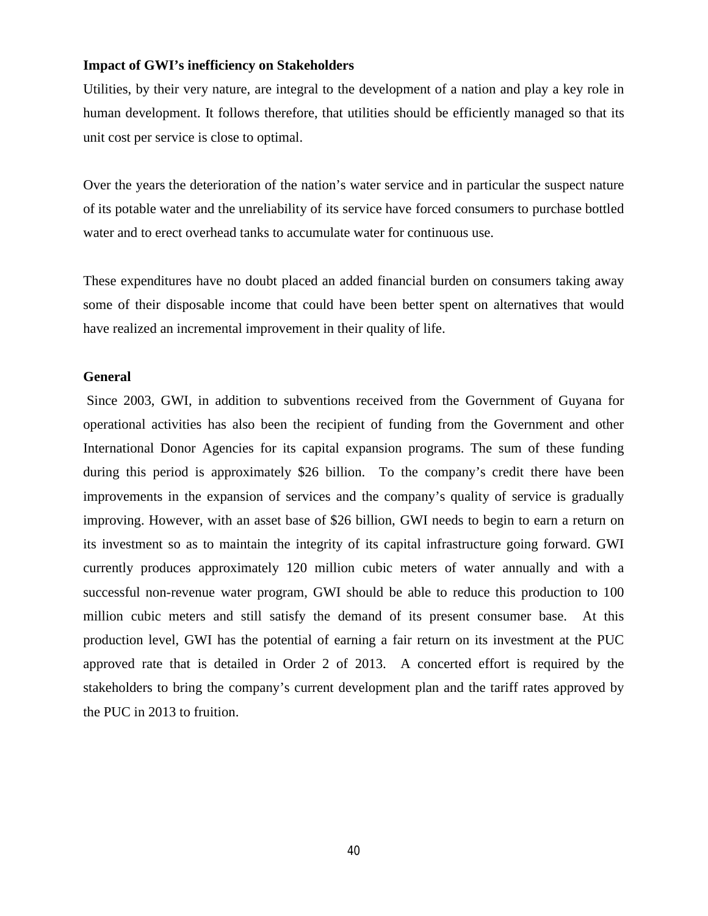**Impact of GWI's inefficiency on Stakeholders**

Utilities, by their very nature, are integral to the development of a nation and play a key role in human development. It follows therefore, that utilities should be efficiently managed so that its unit cost per service is close to optimal.

Over the years the deterioration of the nation's water service and in particular the suspect nature of its potable water and the unreliability of its service have forced consumers to purchase bottled water and to erect overhead tanks to accumulate water for continuous use.

These expenditures have no doubt placed an added financial burden on consumers taking away some of their disposable income that could have been better spent on alternatives that would have realized an incremental improvement in their quality of life.

**General**

Since 2003, GWI, in addition to subventions received from the Government of Guyana for operational activities has also been the recipient of funding from the Government and other International Donor Agencies for its capital expansion programs. The sum of these funding during this period is approximately $26 billion. To the company's credit there have been improvements in the expansion of services and the company's quality of service is gradually improving. However, with an asset base of $26 billion, GWI needs to begin to earn a return on its investment so as to maintain the integrity of its capital infrastructure going forward. GWI currently produces approximately 120 million cubic meters of water annually and with a successful non-revenue water program, GWI should be able to reduce this production to 100 million cubic meters and still satisfy the demand of its present consumer base. At this production level, GWI has the potential of earning a fair return on its investment at the PUC approved rate that is detailed in Order 2 of 2013. A concerted effort is required by the stakeholders to bring the company's current development plan and the tariff rates approved by the PUC in 2013 to fruition.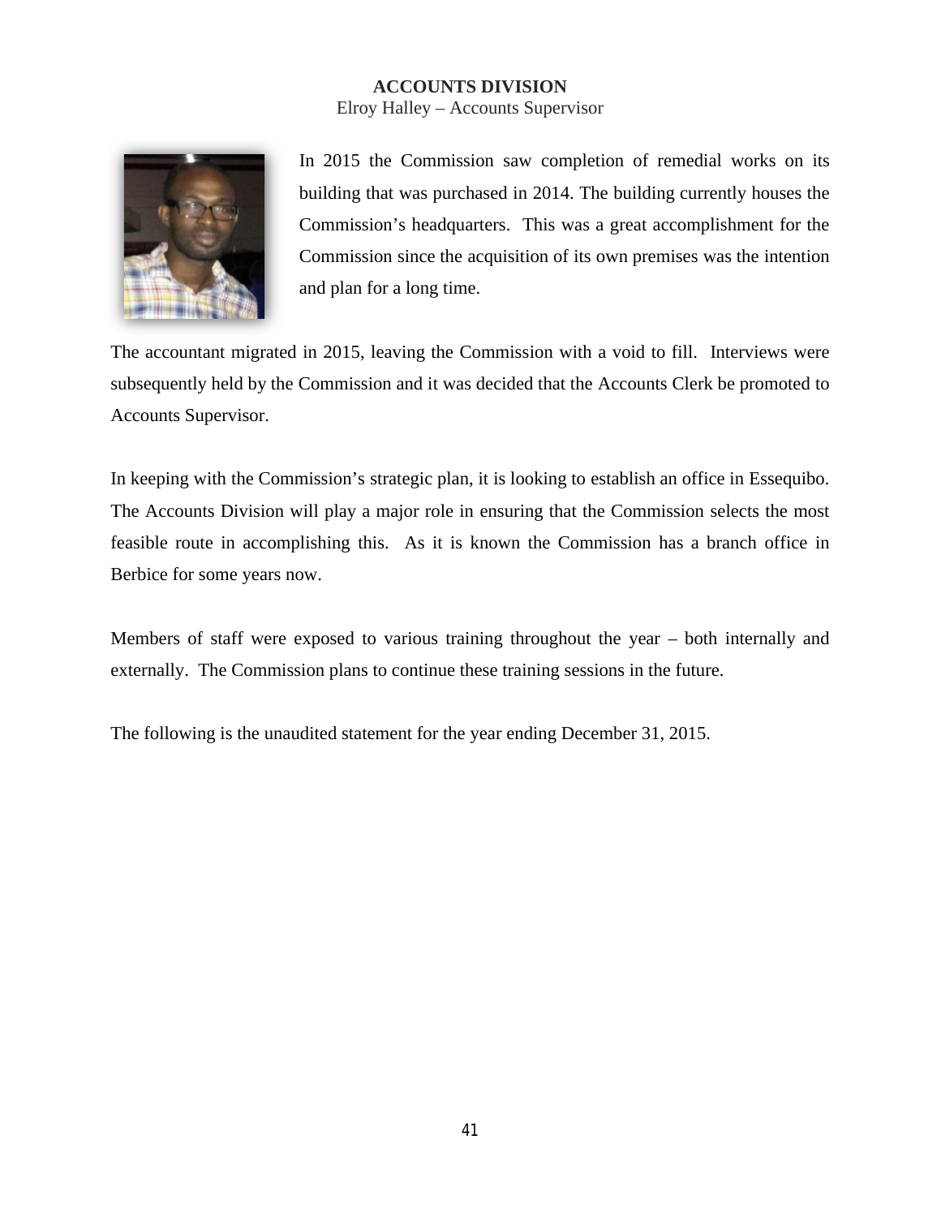## ACCOUNTS DIVISION

Elroy Halley – Accounts Supervisor

In 2015 the Commission saw completion of remedial works on its building that was purchased in 2014. The building currently houses the Commission's headquarters. This was a great accomplishment for the Commission since the acquisition of its own premises was the intention and plan for a long time.

The accountant migrated in 2015, leaving the Commission with a void to fill. Interviews were subsequently held by the Commission and it was decided that the Accounts Clerk be promoted to Accounts Supervisor.

In keeping with the Commission's strategic plan, it is looking to establish an office in Essequibo. The Accounts Division will play a major role in ensuring that the Commission selects the most feasible route in accomplishing this. As it is known the Commission has a branch office in Berbice for some years now.

Members of staff were exposed to various training throughout the year – both internally and externally. The Commission plans to continue these training sessions in the future.

The following is the unaudited statement for the year ending December 31, 2015.